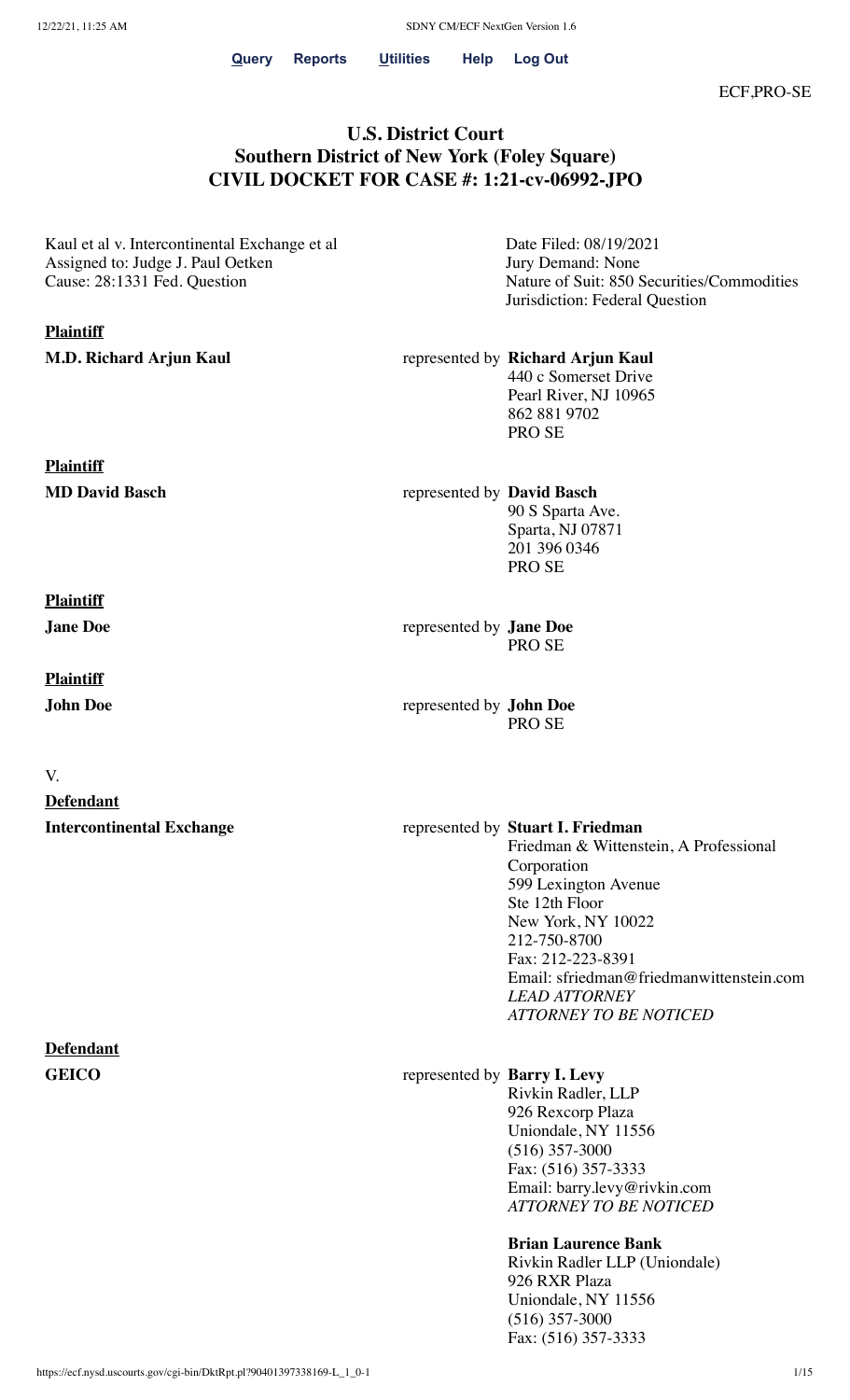**Query** **Reports** **Utilities** **Help** **Log Out**

ECF,PRO-SE

## U.S. District Court
## Southern District of New York (Foley Square)
## CIVIL DOCKET FOR CASE #: 1:21-cv-06992-JPO

Kaul et al v. Intercontinental Exchange et al
Assigned to: Judge J. Paul Oetken
Cause: 28:1331 Fed. Question

Date Filed: 08/19/2021
Jury Demand: None
Nature of Suit: 850 Securities/Commodities
Jurisdiction: Federal Question

**Plaintiff**

**M.D. Richard Arjun Kaul** represented by **Richard Arjun Kaul**
440 c Somerset Drive
Pearl River, NJ 10965
862 881 9702
PRO SE

**Plaintiff**

**MD David Basch** represented by **David Basch**
90 S Sparta Ave.
Sparta, NJ 07871
201 396 0346
PRO SE

**Plaintiff**

**Jane Doe** represented by **Jane Doe**
PRO SE

**Plaintiff**

**John Doe** represented by **John Doe**
PRO SE

V.

**Defendant**

**Intercontinental Exchange** represented by **Stuart I. Friedman**
Friedman & Wittenstein, A Professional Corporation
599 Lexington Avenue
Ste 12th Floor
New York, NY 10022
212-750-8700
Fax: 212-223-8391
Email: sfriedman@friedmanwittenstein.com
*LEAD ATTORNEY*
*ATTORNEY TO BE NOTICED*

**Defendant**

**GEICO** represented by **Barry I. Levy**
Rivkin Radler, LLP
926 Rexcorp Plaza
Uniondale, NY 11556
(516) 357-3000
Fax: (516) 357-3333
Email: barry.levy@rivkin.com
*ATTORNEY TO BE NOTICED*

**Brian Laurence Bank**
Rivkin Radler LLP (Uniondale)
926 RXR Plaza
Uniondale, NY 11556
(516) 357-3000
Fax: (516) 357-3333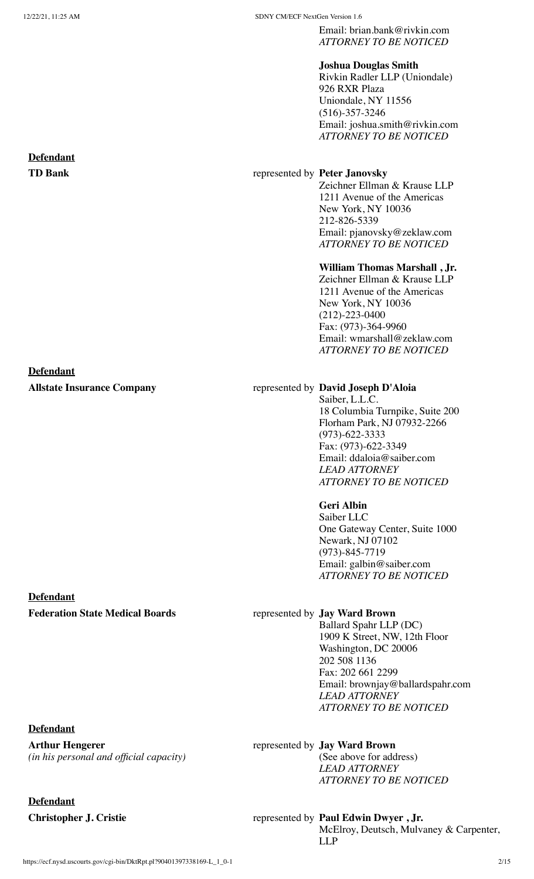Email: brian.bank@rivkin.com
*ATTORNEY TO BE NOTICED*

**Joshua Douglas Smith**
Rivkin Radler LLP (Uniondale)
926 RXR Plaza
Uniondale, NY 11556
(516)-357-3246
Email: joshua.smith@rivkin.com
*ATTORNEY TO BE NOTICED*

**Defendant**

**TD Bank**

represented by **Peter Janovsky**
Zeichner Ellman & Krause LLP
1211 Avenue of the Americas
New York, NY 10036
212-826-5339
Email: pjanovsky@zeklaw.com
*ATTORNEY TO BE NOTICED*

**William Thomas Marshall , Jr.**
Zeichner Ellman & Krause LLP
1211 Avenue of the Americas
New York, NY 10036
(212)-223-0400
Fax: (973)-364-9960
Email: wmarshall@zeklaw.com
*ATTORNEY TO BE NOTICED*

**Defendant**

**Allstate Insurance Company**

represented by **David Joseph D'Aloia**
Saiber, L.L.C.
18 Columbia Turnpike, Suite 200
Florham Park, NJ 07932-2266
(973)-622-3333
Fax: (973)-622-3349
Email: ddaloia@saiber.com
*LEAD ATTORNEY*
*ATTORNEY TO BE NOTICED*

**Geri Albin**
Saiber LLC
One Gateway Center, Suite 1000
Newark, NJ 07102
(973)-845-7719
Email: galbin@saiber.com
*ATTORNEY TO BE NOTICED*

**Defendant**

**Federation State Medical Boards**

represented by **Jay Ward Brown**
Ballard Spahr LLP (DC)
1909 K Street, NW, 12th Floor
Washington, DC 20006
202 508 1136
Fax: 202 661 2299
Email: brownjay@ballardspahr.com
*LEAD ATTORNEY*
*ATTORNEY TO BE NOTICED*

**Defendant**

**Arthur Hengerer**
*(in his personal and official capacity)*

represented by **Jay Ward Brown**
(See above for address)
*LEAD ATTORNEY*
*ATTORNEY TO BE NOTICED*

**Defendant**

**Christopher J. Cristie**

represented by **Paul Edwin Dwyer , Jr.**
McElroy, Deutsch, Mulvaney & Carpenter, LLP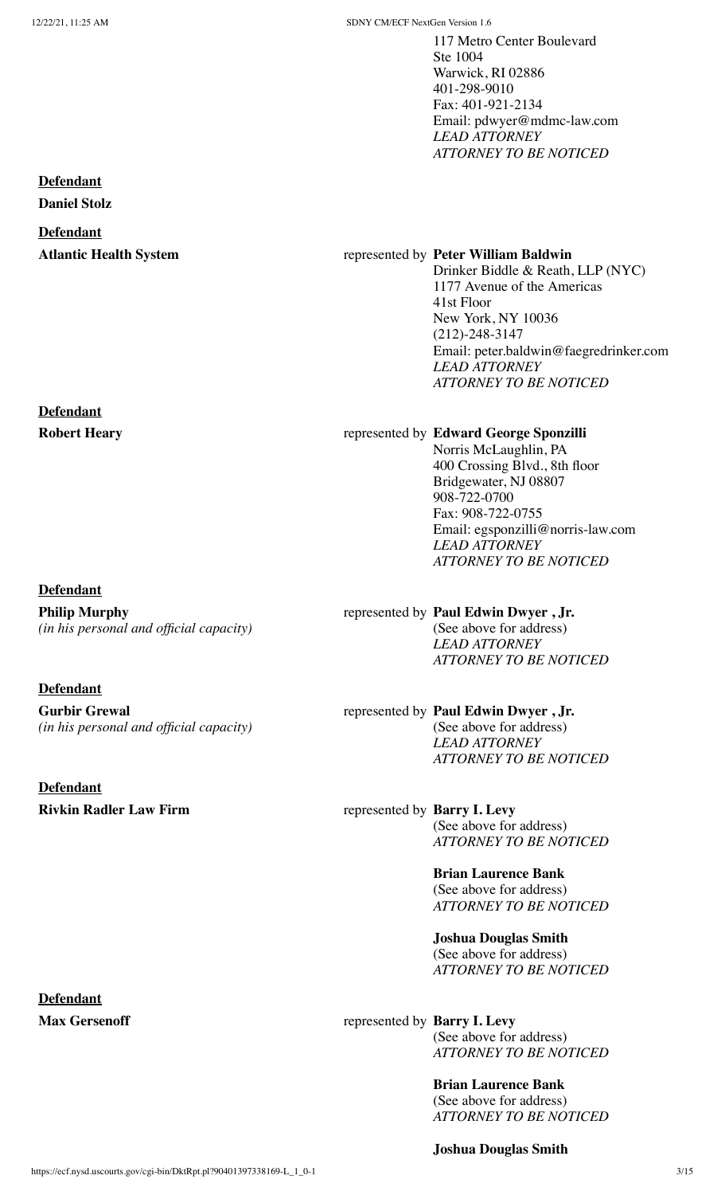117 Metro Center Boulevard
Ste 1004
Warwick, RI 02886
401-298-9010
Fax: 401-921-2134
Email: pdwyer@mdmc-law.com
*LEAD ATTORNEY*
*ATTORNEY TO BE NOTICED*

**Defendant**

**Daniel Stolz**

**Defendant**

**Atlantic Health System**

represented by **Peter William Baldwin**
Drinker Biddle & Reath, LLP (NYC)
1177 Avenue of the Americas
41st Floor
New York, NY 10036
(212)-248-3147
Email: peter.baldwin@faegredrinker.com
*LEAD ATTORNEY*
*ATTORNEY TO BE NOTICED*

**Defendant**

**Robert Heary**

represented by **Edward George Sponzilli**
Norris McLaughlin, PA
400 Crossing Blvd., 8th floor
Bridgewater, NJ 08807
908-722-0700
Fax: 908-722-0755
Email: egsponzilli@norris-law.com
*LEAD ATTORNEY*
*ATTORNEY TO BE NOTICED*

**Defendant**

**Philip Murphy**
*(in his personal and official capacity)*

represented by **Paul Edwin Dwyer , Jr.**
(See above for address)
*LEAD ATTORNEY*
*ATTORNEY TO BE NOTICED*

**Defendant**

**Gurbir Grewal**
*(in his personal and official capacity)*

represented by **Paul Edwin Dwyer , Jr.**
(See above for address)
*LEAD ATTORNEY*
*ATTORNEY TO BE NOTICED*

**Defendant**

**Rivkin Radler Law Firm**

represented by **Barry I. Levy**
(See above for address)
*ATTORNEY TO BE NOTICED*

**Brian Laurence Bank**
(See above for address)
*ATTORNEY TO BE NOTICED*

**Joshua Douglas Smith**
(See above for address)
*ATTORNEY TO BE NOTICED*

**Defendant**

**Max Gersenoff**

represented by **Barry I. Levy**
(See above for address)
*ATTORNEY TO BE NOTICED*

**Brian Laurence Bank**
(See above for address)
*ATTORNEY TO BE NOTICED*

**Joshua Douglas Smith**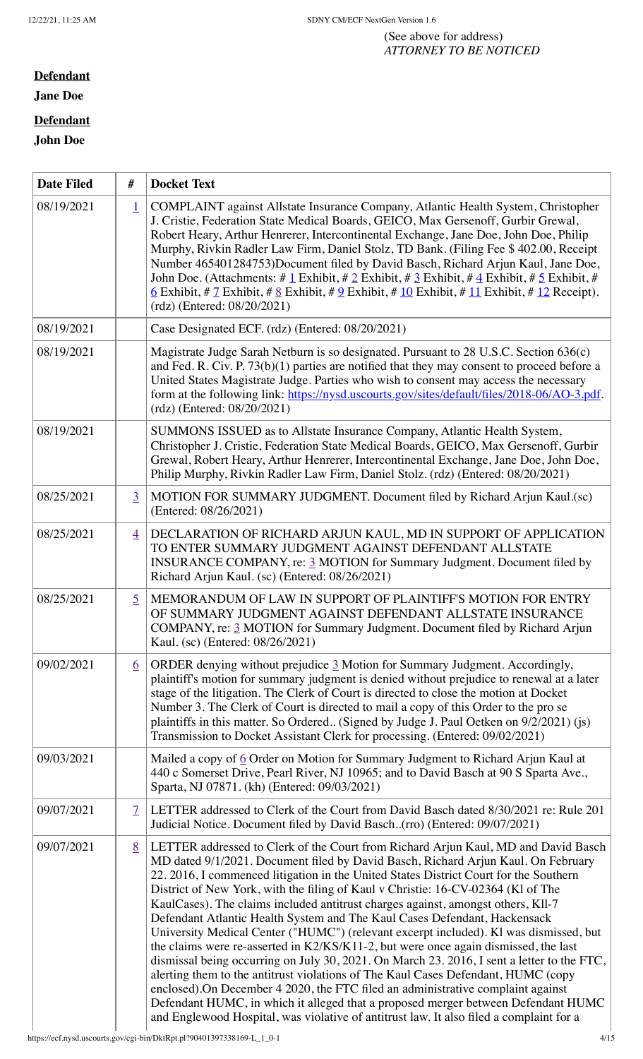(See above for address)
*ATTORNEY TO BE NOTICED*

**Defendant**

**Jane Doe**

**Defendant**

**John Doe**

| Date Filed | # | Docket Text |
|---|---|---|
| 08/19/2021 | 1 | COMPLAINT against Allstate Insurance Company, Atlantic Health System, Christopher J. Cristie, Federation State Medical Boards, GEICO, Max Gersenoff, Gurbir Grewal, Robert Heary, Arthur Henrerer, Intercontinental Exchange, Jane Doe, John Doe, Philip Murphy, Rivkin Radler Law Firm, Daniel Stolz, TD Bank. (Filing Fee $ 402.00, Receipt Number 465401284753)Document filed by David Basch, Richard Arjun Kaul, Jane Doe, John Doe. (Attachments: # 1 Exhibit, # 2 Exhibit, # 3 Exhibit, # 4 Exhibit, # 5 Exhibit, # 6 Exhibit, # 7 Exhibit, # 8 Exhibit, # 9 Exhibit, # 10 Exhibit, # 11 Exhibit, # 12 Receipt). (rdz) (Entered: 08/20/2021) |
| 08/19/2021 | | Case Designated ECF. (rdz) (Entered: 08/20/2021) |
| 08/19/2021 | | Magistrate Judge Sarah Netburn is so designated. Pursuant to 28 U.S.C. Section 636(c) and Fed. R. Civ. P. 73(b)(1) parties are notified that they may consent to proceed before a United States Magistrate Judge. Parties who wish to consent may access the necessary form at the following link: https://nysd.uscourts.gov/sites/default/files/2018-06/AO-3.pdf. (rdz) (Entered: 08/20/2021) |
| 08/19/2021 | | SUMMONS ISSUED as to Allstate Insurance Company, Atlantic Health System, Christopher J. Cristie, Federation State Medical Boards, GEICO, Max Gersenoff, Gurbir Grewal, Robert Heary, Arthur Henrerer, Intercontinental Exchange, Jane Doe, John Doe, Philip Murphy, Rivkin Radler Law Firm, Daniel Stolz. (rdz) (Entered: 08/20/2021) |
| 08/25/2021 | 3 | MOTION FOR SUMMARY JUDGMENT. Document filed by Richard Arjun Kaul.(sc) (Entered: 08/26/2021) |
| 08/25/2021 | 4 | DECLARATION OF RICHARD ARJUN KAUL, MD IN SUPPORT OF APPLICATION TO ENTER SUMMARY JUDGMENT AGAINST DEFENDANT ALLSTATE INSURANCE COMPANY, re: 3 MOTION for Summary Judgment. Document filed by Richard Arjun Kaul. (sc) (Entered: 08/26/2021) |
| 08/25/2021 | 5 | MEMORANDUM OF LAW IN SUPPORT OF PLAINTIFF'S MOTION FOR ENTRY OF SUMMARY JUDGMENT AGAINST DEFENDANT ALLSTATE INSURANCE COMPANY, re: 3 MOTION for Summary Judgment. Document filed by Richard Arjun Kaul. (sc) (Entered: 08/26/2021) |
| 09/02/2021 | 6 | ORDER denying without prejudice 3 Motion for Summary Judgment. Accordingly, plaintiff's motion for summary judgment is denied without prejudice to renewal at a later stage of the litigation. The Clerk of Court is directed to close the motion at Docket Number 3. The Clerk of Court is directed to mail a copy of this Order to the pro se plaintiffs in this matter. So Ordered.. (Signed by Judge J. Paul Oetken on 9/2/2021) (js) Transmission to Docket Assistant Clerk for processing. (Entered: 09/02/2021) |
| 09/03/2021 | | Mailed a copy of 6 Order on Motion for Summary Judgment to Richard Arjun Kaul at 440 c Somerset Drive, Pearl River, NJ 10965; and to David Basch at 90 S Sparta Ave., Sparta, NJ 07871. (kh) (Entered: 09/03/2021) |
| 09/07/2021 | 7 | LETTER addressed to Clerk of the Court from David Basch dated 8/30/2021 re: Rule 201 Judicial Notice. Document filed by David Basch..(rro) (Entered: 09/07/2021) |
| 09/07/2021 | 8 | LETTER addressed to Clerk of the Court from Richard Arjun Kaul, MD and David Basch MD dated 9/1/2021. Document filed by David Basch, Richard Arjun Kaul. On February 22. 2016, I commenced litigation in the United States District Court for the Southern District of New York, with the filing of Kaul v Christie: 16-CV-02364 (Kl of The KaulCases). The claims included antitrust charges against, amongst others, Kll-7 Defendant Atlantic Health System and The Kaul Cases Defendant, Hackensack University Medical Center ("HUMC") (relevant excerpt included). Kl was dismissed, but the claims were re-asserted in K2/KS/K11-2, but were once again dismissed, the last dismissal being occurring on July 30, 2021. On March 23. 2016, I sent a letter to the FTC, alerting them to the antitrust violations of The Kaul Cases Defendant, HUMC (copy enclosed).On December 4 2020, the FTC filed an administrative complaint against Defendant HUMC, in which it alleged that a proposed merger between Defendant HUMC and Englewood Hospital, was violative of antitrust law. It also filed a complaint for a |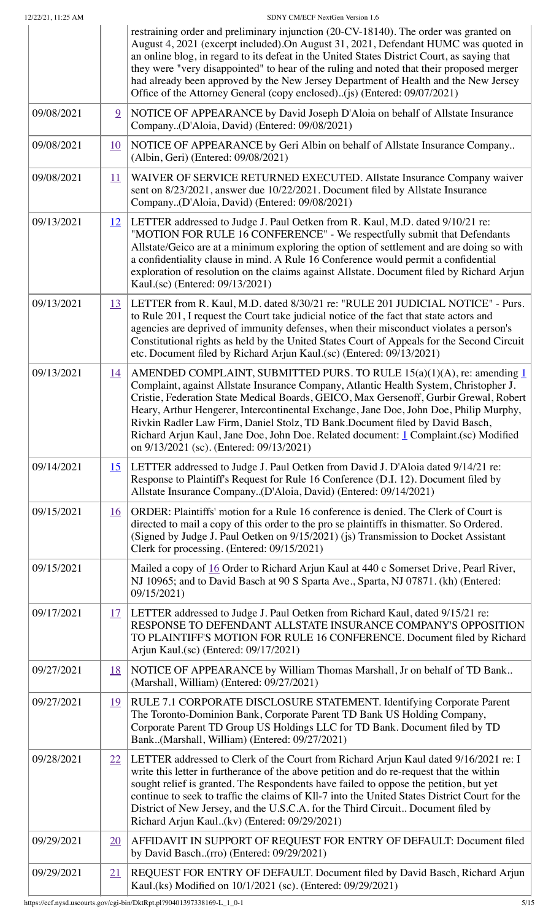| | | |
|---|---|---|
| | | restraining order and preliminary injunction (20-CV-18140). The order was granted on August 4, 2021 (excerpt included).On August 31, 2021, Defendant HUMC was quoted in an online blog, in regard to its defeat in the United States District Court, as saying that they were "very disappointed" to hear of the ruling and noted that their proposed merger had already been approved by the New Jersey Department of Health and the New Jersey Office of the Attorney General (copy enclosed)..(js) (Entered: 09/07/2021) |
| 09/08/2021 | 9 | NOTICE OF APPEARANCE by David Joseph D'Aloia on behalf of Allstate Insurance Company..(D'Aloia, David) (Entered: 09/08/2021) |
| 09/08/2021 | 10 | NOTICE OF APPEARANCE by Geri Albin on behalf of Allstate Insurance Company.. (Albin, Geri) (Entered: 09/08/2021) |
| 09/08/2021 | 11 | WAIVER OF SERVICE RETURNED EXECUTED. Allstate Insurance Company waiver sent on 8/23/2021, answer due 10/22/2021. Document filed by Allstate Insurance Company..(D'Aloia, David) (Entered: 09/08/2021) |
| 09/13/2021 | 12 | LETTER addressed to Judge J. Paul Oetken from R. Kaul, M.D. dated 9/10/21 re: "MOTION FOR RULE 16 CONFERENCE" - We respectfully submit that Defendants Allstate/Geico are at a minimum exploring the option of settlement and are doing so with a confidentiality clause in mind. A Rule 16 Conference would permit a confidential exploration of resolution on the claims against Allstate. Document filed by Richard Arjun Kaul.(sc) (Entered: 09/13/2021) |
| 09/13/2021 | 13 | LETTER from R. Kaul, M.D. dated 8/30/21 re: "RULE 201 JUDICIAL NOTICE" - Purs. to Rule 201, I request the Court take judicial notice of the fact that state actors and agencies are deprived of immunity defenses, when their misconduct violates a person's Constitutional rights as held by the United States Court of Appeals for the Second Circuit etc. Document filed by Richard Arjun Kaul.(sc) (Entered: 09/13/2021) |
| 09/13/2021 | 14 | AMENDED COMPLAINT, SUBMITTED PURS. TO RULE 15(a)(1)(A), re: amending 1 Complaint, against Allstate Insurance Company, Atlantic Health System, Christopher J. Cristie, Federation State Medical Boards, GEICO, Max Gersenoff, Gurbir Grewal, Robert Heary, Arthur Hengerer, Intercontinental Exchange, Jane Doe, John Doe, Philip Murphy, Rivkin Radler Law Firm, Daniel Stolz, TD Bank.Document filed by David Basch, Richard Arjun Kaul, Jane Doe, John Doe. Related document: 1 Complaint.(sc) Modified on 9/13/2021 (sc). (Entered: 09/13/2021) |
| 09/14/2021 | 15 | LETTER addressed to Judge J. Paul Oetken from David J. D'Aloia dated 9/14/21 re: Response to Plaintiff's Request for Rule 16 Conference (D.I. 12). Document filed by Allstate Insurance Company..(D'Aloia, David) (Entered: 09/14/2021) |
| 09/15/2021 | 16 | ORDER: Plaintiffs' motion for a Rule 16 conference is denied. The Clerk of Court is directed to mail a copy of this order to the pro se plaintiffs in thismatter. So Ordered. (Signed by Judge J. Paul Oetken on 9/15/2021) (js) Transmission to Docket Assistant Clerk for processing. (Entered: 09/15/2021) |
| 09/15/2021 | | Mailed a copy of 16 Order to Richard Arjun Kaul at 440 c Somerset Drive, Pearl River, NJ 10965; and to David Basch at 90 S Sparta Ave., Sparta, NJ 07871. (kh) (Entered: 09/15/2021) |
| 09/17/2021 | 17 | LETTER addressed to Judge J. Paul Oetken from Richard Kaul, dated 9/15/21 re: RESPONSE TO DEFENDANT ALLSTATE INSURANCE COMPANY'S OPPOSITION TO PLAINTIFF'S MOTION FOR RULE 16 CONFERENCE. Document filed by Richard Arjun Kaul.(sc) (Entered: 09/17/2021) |
| 09/27/2021 | 18 | NOTICE OF APPEARANCE by William Thomas Marshall, Jr on behalf of TD Bank.. (Marshall, William) (Entered: 09/27/2021) |
| 09/27/2021 | 19 | RULE 7.1 CORPORATE DISCLOSURE STATEMENT. Identifying Corporate Parent The Toronto-Dominion Bank, Corporate Parent TD Bank US Holding Company, Corporate Parent TD Group US Holdings LLC for TD Bank. Document filed by TD Bank..(Marshall, William) (Entered: 09/27/2021) |
| 09/28/2021 | 22 | LETTER addressed to Clerk of the Court from Richard Arjun Kaul dated 9/16/2021 re: I write this letter in furtherance of the above petition and do re-request that the within sought relief is granted. The Respondents have failed to oppose the petition, but yet continue to seek to traffic the claims of Kll-7 into the United States District Court for the District of New Jersey, and the U.S.C.A. for the Third Circuit.. Document filed by Richard Arjun Kaul..(kv) (Entered: 09/29/2021) |
| 09/29/2021 | 20 | AFFIDAVIT IN SUPPORT OF REQUEST FOR ENTRY OF DEFAULT: Document filed by David Basch..(rro) (Entered: 09/29/2021) |
| 09/29/2021 | 21 | REQUEST FOR ENTRY OF DEFAULT. Document filed by David Basch, Richard Arjun Kaul.(ks) Modified on 10/1/2021 (sc). (Entered: 09/29/2021) |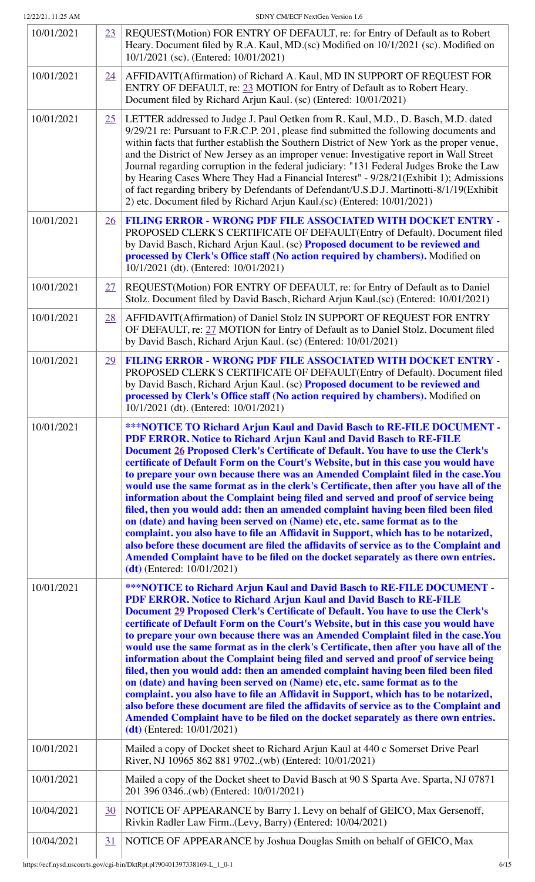| | | |
|---|---|---|
| 10/01/2021 | 23 | REQUEST(Motion) FOR ENTRY OF DEFAULT, re: for Entry of Default as to Robert Heary. Document filed by R.A. Kaul, MD.(sc) Modified on 10/1/2021 (sc). Modified on 10/1/2021 (sc). (Entered: 10/01/2021) |
| 10/01/2021 | 24 | AFFIDAVIT(Affirmation) of Richard A. Kaul, MD IN SUPPORT OF REQUEST FOR ENTRY OF DEFAULT, re: 23 MOTION for Entry of Default as to Robert Heary. Document filed by Richard Arjun Kaul. (sc) (Entered: 10/01/2021) |
| 10/01/2021 | 25 | LETTER addressed to Judge J. Paul Oetken from R. Kaul, M.D., D. Basch, M.D. dated 9/29/21 re: Pursuant to F.R.C.P. 201, please find submitted the following documents and within facts that further establish the Southern District of New York as the proper venue, and the District of New Jersey as an improper venue: Investigative report in Wall Street Journal regarding corruption in the federal judiciary: "131 Federal Judges Broke the Law by Hearing Cases Where They Had a Financial Interest" - 9/28/21(Exhibit 1); Admissions of fact regarding bribery by Defendants of Defendant/U.S.D.J. Martinotti-8/1/19(Exhibit 2) etc. Document filed by Richard Arjun Kaul.(sc) (Entered: 10/01/2021) |
| 10/01/2021 | 26 | **FILING ERROR - WRONG PDF FILE ASSOCIATED WITH DOCKET ENTRY -** PROPOSED CLERK'S CERTIFICATE OF DEFAULT(Entry of Default). Document filed by David Basch, Richard Arjun Kaul. (sc) **Proposed document to be reviewed and processed by Clerk's Office staff (No action required by chambers).** Modified on 10/1/2021 (dt). (Entered: 10/01/2021) |
| 10/01/2021 | 27 | REQUEST(Motion) FOR ENTRY OF DEFAULT, re: for Entry of Default as to Daniel Stolz. Document filed by David Basch, Richard Arjun Kaul.(sc) (Entered: 10/01/2021) |
| 10/01/2021 | 28 | AFFIDAVIT(Affirmation) of Daniel Stolz IN SUPPORT OF REQUEST FOR ENTRY OF DEFAULT, re: 27 MOTION for Entry of Default as to Daniel Stolz. Document filed by David Basch, Richard Arjun Kaul. (sc) (Entered: 10/01/2021) |
| 10/01/2021 | 29 | **FILING ERROR - WRONG PDF FILE ASSOCIATED WITH DOCKET ENTRY -** PROPOSED CLERK'S CERTIFICATE OF DEFAULT(Entry of Default). Document filed by David Basch, Richard Arjun Kaul. (sc) **Proposed document to be reviewed and processed by Clerk's Office staff (No action required by chambers).** Modified on 10/1/2021 (dt). (Entered: 10/01/2021) |
| 10/01/2021 | | **\*\*\*NOTICE TO Richard Arjun Kaul and David Basch to RE-FILE DOCUMENT - PDF ERROR. Notice to Richard Arjun Kaul and David Basch to RE-FILE Document 26 Proposed Clerk's Certificate of Default. You have to use the Clerk's certificate of Default Form on the Court's Website, but in this case you would have to prepare your own because there was an Amended Complaint filed in the case.You would use the same format as in the clerk's Certificate, then after you have all of the information about the Complaint being filed and served and proof of service being filed, then you would add: then an amended complaint having been filed been filed on (date) and having been served on (Name) etc, etc. same format as to the complaint. you also have to file an Affidavit in Support, which has to be notarized, also before these document are filed the affidavits of service as to the Complaint and Amended Complaint have to be filed on the docket separately as there own entries. (dt)** (Entered: 10/01/2021) |
| 10/01/2021 | | **\*\*\*NOTICE to Richard Arjun Kaul and David Basch to RE-FILE DOCUMENT - PDF ERROR. Notice to Richard Arjun Kaul and David Basch to RE-FILE Document 29 Proposed Clerk's Certificate of Default. You have to use the Clerk's certificate of Default Form on the Court's Website, but in this case you would have to prepare your own because there was an Amended Complaint filed in the case.You would use the same format as in the clerk's Certificate, then after you have all of the information about the Complaint being filed and served and proof of service being filed, then you would add: then an amended complaint having been filed been filed on (date) and having been served on (Name) etc, etc. same format as to the complaint. you also have to file an Affidavit in Support, which has to be notarized, also before these document are filed the affidavits of service as to the Complaint and Amended Complaint have to be filed on the docket separately as there own entries. (dt)** (Entered: 10/01/2021) |
| 10/01/2021 | | Mailed a copy of Docket sheet to Richard Arjun Kaul at 440 c Somerset Drive Pearl River, NJ 10965 862 881 9702..(wb) (Entered: 10/01/2021) |
| 10/01/2021 | | Mailed a copy of the Docket sheet to David Basch at 90 S Sparta Ave. Sparta, NJ 07871 201 396 0346..(wb) (Entered: 10/01/2021) |
| 10/04/2021 | 30 | NOTICE OF APPEARANCE by Barry I. Levy on behalf of GEICO, Max Gersenoff, Rivkin Radler Law Firm..(Levy, Barry) (Entered: 10/04/2021) |
| 10/04/2021 | 31 | NOTICE OF APPEARANCE by Joshua Douglas Smith on behalf of GEICO, Max |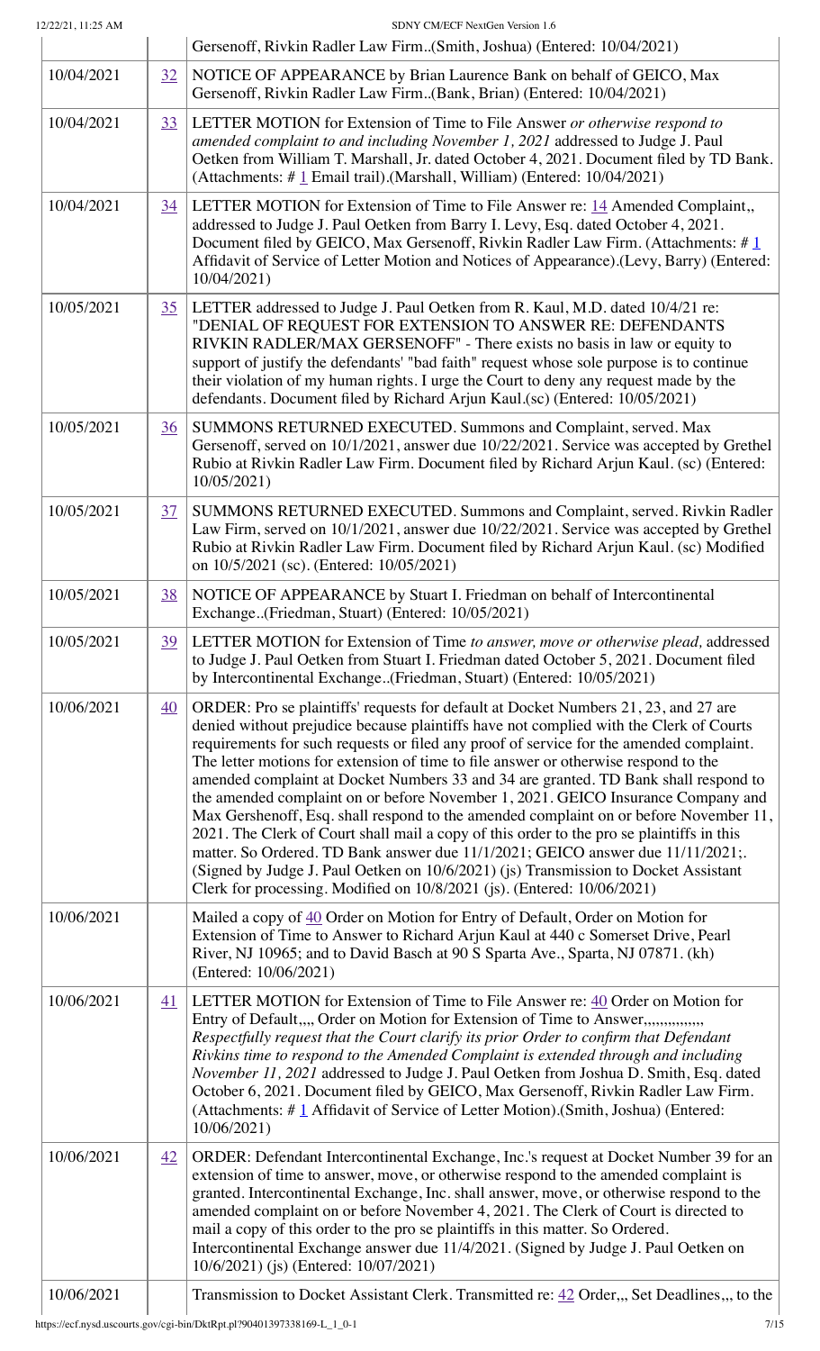| | | Gersenoff, Rivkin Radler Law Firm..(Smith, Joshua) (Entered: 10/04/2021) |
|---|---|---|
| 10/04/2021 | 32 | NOTICE OF APPEARANCE by Brian Laurence Bank on behalf of GEICO, Max Gersenoff, Rivkin Radler Law Firm..(Bank, Brian) (Entered: 10/04/2021) |
| 10/04/2021 | 33 | LETTER MOTION for Extension of Time to File Answer *or otherwise respond to amended complaint to and including November 1, 2021* addressed to Judge J. Paul Oetken from William T. Marshall, Jr. dated October 4, 2021. Document filed by TD Bank. (Attachments: # 1 Email trail).(Marshall, William) (Entered: 10/04/2021) |
| 10/04/2021 | 34 | LETTER MOTION for Extension of Time to File Answer re: 14 Amended Complaint,, addressed to Judge J. Paul Oetken from Barry I. Levy, Esq. dated October 4, 2021. Document filed by GEICO, Max Gersenoff, Rivkin Radler Law Firm. (Attachments: # 1 Affidavit of Service of Letter Motion and Notices of Appearance).(Levy, Barry) (Entered: 10/04/2021) |
| 10/05/2021 | 35 | LETTER addressed to Judge J. Paul Oetken from R. Kaul, M.D. dated 10/4/21 re: "DENIAL OF REQUEST FOR EXTENSION TO ANSWER RE: DEFENDANTS RIVKIN RADLER/MAX GERSENOFF" - There exists no basis in law or equity to support of justify the defendants' "bad faith" request whose sole purpose is to continue their violation of my human rights. I urge the Court to deny any request made by the defendants. Document filed by Richard Arjun Kaul.(sc) (Entered: 10/05/2021) |
| 10/05/2021 | 36 | SUMMONS RETURNED EXECUTED. Summons and Complaint, served. Max Gersenoff, served on 10/1/2021, answer due 10/22/2021. Service was accepted by Grethel Rubio at Rivkin Radler Law Firm. Document filed by Richard Arjun Kaul. (sc) (Entered: 10/05/2021) |
| 10/05/2021 | 37 | SUMMONS RETURNED EXECUTED. Summons and Complaint, served. Rivkin Radler Law Firm, served on 10/1/2021, answer due 10/22/2021. Service was accepted by Grethel Rubio at Rivkin Radler Law Firm. Document filed by Richard Arjun Kaul. (sc) Modified on 10/5/2021 (sc). (Entered: 10/05/2021) |
| 10/05/2021 | 38 | NOTICE OF APPEARANCE by Stuart I. Friedman on behalf of Intercontinental Exchange..(Friedman, Stuart) (Entered: 10/05/2021) |
| 10/05/2021 | 39 | LETTER MOTION for Extension of Time *to answer, move or otherwise plead,* addressed to Judge J. Paul Oetken from Stuart I. Friedman dated October 5, 2021. Document filed by Intercontinental Exchange..(Friedman, Stuart) (Entered: 10/05/2021) |
| 10/06/2021 | 40 | ORDER: Pro se plaintiffs' requests for default at Docket Numbers 21, 23, and 27 are denied without prejudice because plaintiffs have not complied with the Clerk of Courts requirements for such requests or filed any proof of service for the amended complaint. The letter motions for extension of time to file answer or otherwise respond to the amended complaint at Docket Numbers 33 and 34 are granted. TD Bank shall respond to the amended complaint on or before November 1, 2021. GEICO Insurance Company and Max Gershenoff, Esq. shall respond to the amended complaint on or before November 11, 2021. The Clerk of Court shall mail a copy of this order to the pro se plaintiffs in this matter. So Ordered. TD Bank answer due 11/1/2021; GEICO answer due 11/11/2021;. (Signed by Judge J. Paul Oetken on 10/6/2021) (js) Transmission to Docket Assistant Clerk for processing. Modified on 10/8/2021 (js). (Entered: 10/06/2021) |
| 10/06/2021 | | Mailed a copy of 40 Order on Motion for Entry of Default, Order on Motion for Extension of Time to Answer to Richard Arjun Kaul at 440 c Somerset Drive, Pearl River, NJ 10965; and to David Basch at 90 S Sparta Ave., Sparta, NJ 07871. (kh) (Entered: 10/06/2021) |
| 10/06/2021 | 41 | LETTER MOTION for Extension of Time to File Answer re: 40 Order on Motion for Entry of Default,,,, Order on Motion for Extension of Time to Answer,,,,,,,,,,,,,, *Respectfully request that the Court clarify its prior Order to confirm that Defendant Rivkins time to respond to the Amended Complaint is extended through and including November 11, 2021* addressed to Judge J. Paul Oetken from Joshua D. Smith, Esq. dated October 6, 2021. Document filed by GEICO, Max Gersenoff, Rivkin Radler Law Firm. (Attachments: # 1 Affidavit of Service of Letter Motion).(Smith, Joshua) (Entered: 10/06/2021) |
| 10/06/2021 | 42 | ORDER: Defendant Intercontinental Exchange, Inc.'s request at Docket Number 39 for an extension of time to answer, move, or otherwise respond to the amended complaint is granted. Intercontinental Exchange, Inc. shall answer, move, or otherwise respond to the amended complaint on or before November 4, 2021. The Clerk of Court is directed to mail a copy of this order to the pro se plaintiffs in this matter. So Ordered. Intercontinental Exchange answer due 11/4/2021. (Signed by Judge J. Paul Oetken on 10/6/2021) (js) (Entered: 10/07/2021) |
| 10/06/2021 | | Transmission to Docket Assistant Clerk. Transmitted re: 42 Order,,, Set Deadlines,,, to the |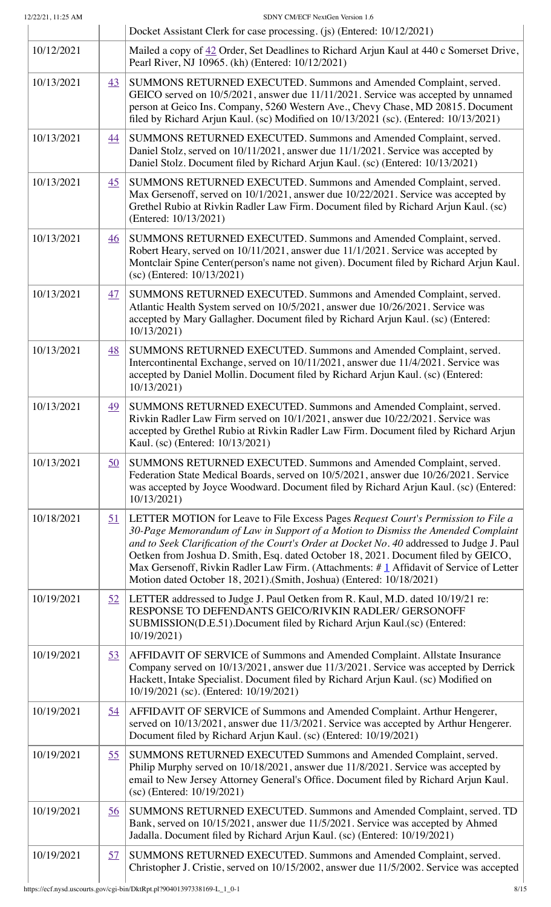| | | Docket Assistant Clerk for case processing. (js) (Entered: 10/12/2021) |
|---|---|---|
| 10/12/2021 | | Mailed a copy of 42 Order, Set Deadlines to Richard Arjun Kaul at 440 c Somerset Drive, Pearl River, NJ 10965. (kh) (Entered: 10/12/2021) |
| 10/13/2021 | 43 | SUMMONS RETURNED EXECUTED. Summons and Amended Complaint, served. GEICO served on 10/5/2021, answer due 11/11/2021. Service was accepted by unnamed person at Geico Ins. Company, 5260 Western Ave., Chevy Chase, MD 20815. Document filed by Richard Arjun Kaul. (sc) Modified on 10/13/2021 (sc). (Entered: 10/13/2021) |
| 10/13/2021 | 44 | SUMMONS RETURNED EXECUTED. Summons and Amended Complaint, served. Daniel Stolz, served on 10/11/2021, answer due 11/1/2021. Service was accepted by Daniel Stolz. Document filed by Richard Arjun Kaul. (sc) (Entered: 10/13/2021) |
| 10/13/2021 | 45 | SUMMONS RETURNED EXECUTED. Summons and Amended Complaint, served. Max Gersenoff, served on 10/1/2021, answer due 10/22/2021. Service was accepted by Grethel Rubio at Rivkin Radler Law Firm. Document filed by Richard Arjun Kaul. (sc) (Entered: 10/13/2021) |
| 10/13/2021 | 46 | SUMMONS RETURNED EXECUTED. Summons and Amended Complaint, served. Robert Heary, served on 10/11/2021, answer due 11/1/2021. Service was accepted by Montclair Spine Center(person's name not given). Document filed by Richard Arjun Kaul. (sc) (Entered: 10/13/2021) |
| 10/13/2021 | 47 | SUMMONS RETURNED EXECUTED. Summons and Amended Complaint, served. Atlantic Health System served on 10/5/2021, answer due 10/26/2021. Service was accepted by Mary Gallagher. Document filed by Richard Arjun Kaul. (sc) (Entered: 10/13/2021) |
| 10/13/2021 | 48 | SUMMONS RETURNED EXECUTED. Summons and Amended Complaint, served. Intercontinental Exchange, served on 10/11/2021, answer due 11/4/2021. Service was accepted by Daniel Mollin. Document filed by Richard Arjun Kaul. (sc) (Entered: 10/13/2021) |
| 10/13/2021 | 49 | SUMMONS RETURNED EXECUTED. Summons and Amended Complaint, served. Rivkin Radler Law Firm served on 10/1/2021, answer due 10/22/2021. Service was accepted by Grethel Rubio at Rivkin Radler Law Firm. Document filed by Richard Arjun Kaul. (sc) (Entered: 10/13/2021) |
| 10/13/2021 | 50 | SUMMONS RETURNED EXECUTED. Summons and Amended Complaint, served. Federation State Medical Boards, served on 10/5/2021, answer due 10/26/2021. Service was accepted by Joyce Woodward. Document filed by Richard Arjun Kaul. (sc) (Entered: 10/13/2021) |
| 10/18/2021 | 51 | LETTER MOTION for Leave to File Excess Pages *Request Court's Permission to File a 30-Page Memorandum of Law in Support of a Motion to Dismiss the Amended Complaint and to Seek Clarification of the Court's Order at Docket No. 40* addressed to Judge J. Paul Oetken from Joshua D. Smith, Esq. dated October 18, 2021. Document filed by GEICO, Max Gersenoff, Rivkin Radler Law Firm. (Attachments: # 1 Affidavit of Service of Letter Motion dated October 18, 2021).(Smith, Joshua) (Entered: 10/18/2021) |
| 10/19/2021 | 52 | LETTER addressed to Judge J. Paul Oetken from R. Kaul, M.D. dated 10/19/21 re: RESPONSE TO DEFENDANTS GEICO/RIVKIN RADLER/ GERSONOFF SUBMISSION(D.E.51).Document filed by Richard Arjun Kaul.(sc) (Entered: 10/19/2021) |
| 10/19/2021 | 53 | AFFIDAVIT OF SERVICE of Summons and Amended Complaint. Allstate Insurance Company served on 10/13/2021, answer due 11/3/2021. Service was accepted by Derrick Hackett, Intake Specialist. Document filed by Richard Arjun Kaul. (sc) Modified on 10/19/2021 (sc). (Entered: 10/19/2021) |
| 10/19/2021 | 54 | AFFIDAVIT OF SERVICE of Summons and Amended Complaint. Arthur Hengerer, served on 10/13/2021, answer due 11/3/2021. Service was accepted by Arthur Hengerer. Document filed by Richard Arjun Kaul. (sc) (Entered: 10/19/2021) |
| 10/19/2021 | 55 | SUMMONS RETURNED EXECUTED Summons and Amended Complaint, served. Philip Murphy served on 10/18/2021, answer due 11/8/2021. Service was accepted by email to New Jersey Attorney General's Office. Document filed by Richard Arjun Kaul. (sc) (Entered: 10/19/2021) |
| 10/19/2021 | 56 | SUMMONS RETURNED EXECUTED. Summons and Amended Complaint, served. TD Bank, served on 10/15/2021, answer due 11/5/2021. Service was accepted by Ahmed Jadalla. Document filed by Richard Arjun Kaul. (sc) (Entered: 10/19/2021) |
| 10/19/2021 | 57 | SUMMONS RETURNED EXECUTED. Summons and Amended Complaint, served. Christopher J. Cristie, served on 10/15/2002, answer due 11/5/2002. Service was accepted |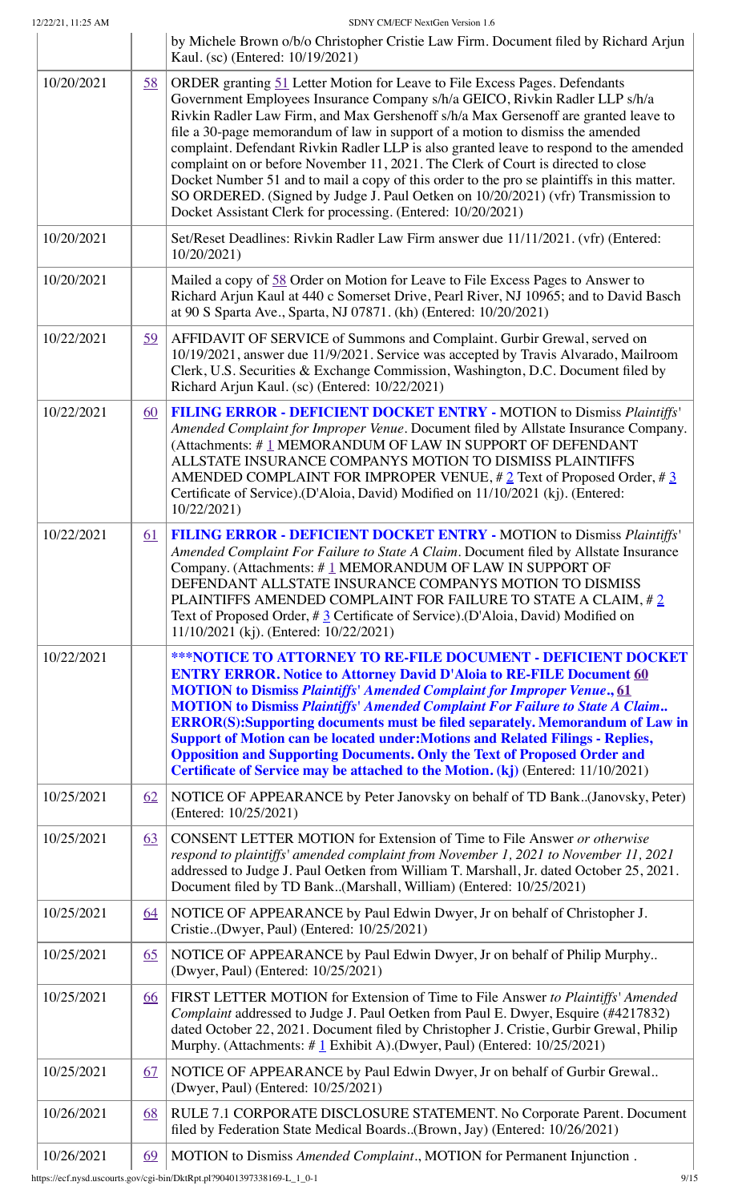| | | by Michele Brown o/b/o Christopher Cristie Law Firm. Document filed by Richard Arjun Kaul. (sc) (Entered: 10/19/2021) |
|---|---|---|
| 10/20/2021 | 58 | ORDER granting 51 Letter Motion for Leave to File Excess Pages. Defendants Government Employees Insurance Company s/h/a GEICO, Rivkin Radler LLP s/h/a Rivkin Radler Law Firm, and Max Gershenoff s/h/a Max Gersenoff are granted leave to file a 30-page memorandum of law in support of a motion to dismiss the amended complaint. Defendant Rivkin Radler LLP is also granted leave to respond to the amended complaint on or before November 11, 2021. The Clerk of Court is directed to close Docket Number 51 and to mail a copy of this order to the pro se plaintiffs in this matter. SO ORDERED. (Signed by Judge J. Paul Oetken on 10/20/2021) (vfr) Transmission to Docket Assistant Clerk for processing. (Entered: 10/20/2021) |
| 10/20/2021 | | Set/Reset Deadlines: Rivkin Radler Law Firm answer due 11/11/2021. (vfr) (Entered: 10/20/2021) |
| 10/20/2021 | | Mailed a copy of 58 Order on Motion for Leave to File Excess Pages to Answer to Richard Arjun Kaul at 440 c Somerset Drive, Pearl River, NJ 10965; and to David Basch at 90 S Sparta Ave., Sparta, NJ 07871. (kh) (Entered: 10/20/2021) |
| 10/22/2021 | 59 | AFFIDAVIT OF SERVICE of Summons and Complaint. Gurbir Grewal, served on 10/19/2021, answer due 11/9/2021. Service was accepted by Travis Alvarado, Mailroom Clerk, U.S. Securities & Exchange Commission, Washington, D.C. Document filed by Richard Arjun Kaul. (sc) (Entered: 10/22/2021) |
| 10/22/2021 | 60 | **FILING ERROR - DEFICIENT DOCKET ENTRY -** MOTION to Dismiss *Plaintiffs' Amended Complaint for Improper Venue*. Document filed by Allstate Insurance Company. (Attachments: # 1 MEMORANDUM OF LAW IN SUPPORT OF DEFENDANT ALLSTATE INSURANCE COMPANYS MOTION TO DISMISS PLAINTIFFS AMENDED COMPLAINT FOR IMPROPER VENUE, # 2 Text of Proposed Order, # 3 Certificate of Service).(D'Aloia, David) Modified on 11/10/2021 (kj). (Entered: 10/22/2021) |
| 10/22/2021 | 61 | **FILING ERROR - DEFICIENT DOCKET ENTRY -** MOTION to Dismiss *Plaintiffs' Amended Complaint For Failure to State A Claim*. Document filed by Allstate Insurance Company. (Attachments: # 1 MEMORANDUM OF LAW IN SUPPORT OF DEFENDANT ALLSTATE INSURANCE COMPANYS MOTION TO DISMISS PLAINTIFFS AMENDED COMPLAINT FOR FAILURE TO STATE A CLAIM, # 2 Text of Proposed Order, # 3 Certificate of Service).(D'Aloia, David) Modified on 11/10/2021 (kj). (Entered: 10/22/2021) |
| 10/22/2021 | | **\*\*\*NOTICE TO ATTORNEY TO RE-FILE DOCUMENT - DEFICIENT DOCKET ENTRY ERROR. Notice to Attorney David D'Aloia to RE-FILE Document 60 MOTION to Dismiss *Plaintiffs' Amended Complaint for Improper Venue*., 61 MOTION to Dismiss *Plaintiffs' Amended Complaint For Failure to State A Claim*.. ERROR(S):Supporting documents must be filed separately. Memorandum of Law in Support of Motion can be located under:Motions and Related Filings - Replies, Opposition and Supporting Documents. Only the Text of Proposed Order and Certificate of Service may be attached to the Motion. (kj)** (Entered: 11/10/2021) |
| 10/25/2021 | 62 | NOTICE OF APPEARANCE by Peter Janovsky on behalf of TD Bank..(Janovsky, Peter) (Entered: 10/25/2021) |
| 10/25/2021 | 63 | CONSENT LETTER MOTION for Extension of Time to File Answer *or otherwise respond to plaintiffs' amended complaint from November 1, 2021 to November 11, 2021* addressed to Judge J. Paul Oetken from William T. Marshall, Jr. dated October 25, 2021. Document filed by TD Bank..(Marshall, William) (Entered: 10/25/2021) |
| 10/25/2021 | 64 | NOTICE OF APPEARANCE by Paul Edwin Dwyer, Jr on behalf of Christopher J. Cristie..(Dwyer, Paul) (Entered: 10/25/2021) |
| 10/25/2021 | 65 | NOTICE OF APPEARANCE by Paul Edwin Dwyer, Jr on behalf of Philip Murphy.. (Dwyer, Paul) (Entered: 10/25/2021) |
| 10/25/2021 | 66 | FIRST LETTER MOTION for Extension of Time to File Answer *to Plaintiffs' Amended Complaint* addressed to Judge J. Paul Oetken from Paul E. Dwyer, Esquire (#4217832) dated October 22, 2021. Document filed by Christopher J. Cristie, Gurbir Grewal, Philip Murphy. (Attachments: # 1 Exhibit A).(Dwyer, Paul) (Entered: 10/25/2021) |
| 10/25/2021 | 67 | NOTICE OF APPEARANCE by Paul Edwin Dwyer, Jr on behalf of Gurbir Grewal.. (Dwyer, Paul) (Entered: 10/25/2021) |
| 10/26/2021 | 68 | RULE 7.1 CORPORATE DISCLOSURE STATEMENT. No Corporate Parent. Document filed by Federation State Medical Boards..(Brown, Jay) (Entered: 10/26/2021) |
| 10/26/2021 | 69 | MOTION to Dismiss *Amended Complaint*., MOTION for Permanent Injunction . |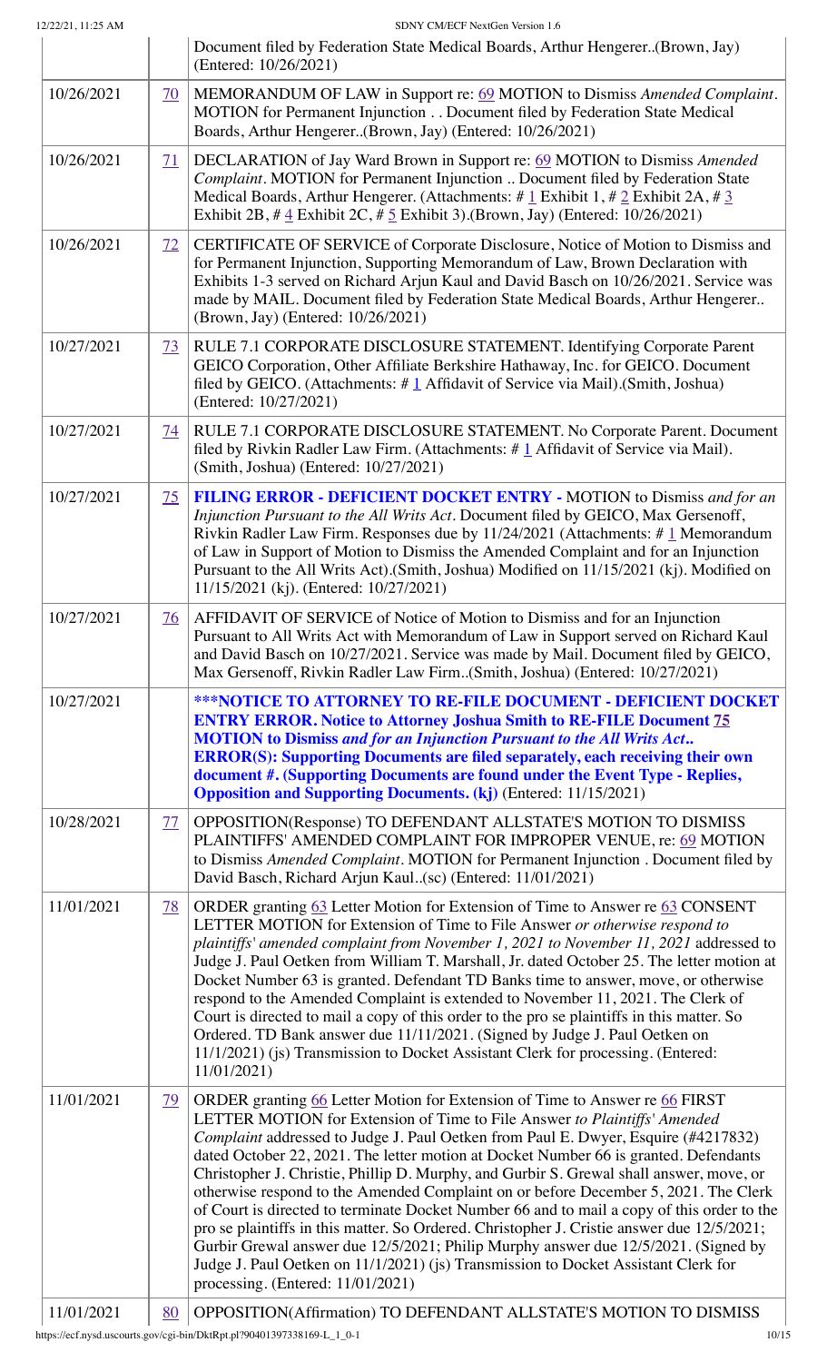| | | |
|---|---|---|
| | | Document filed by Federation State Medical Boards, Arthur Hengerer..(Brown, Jay) (Entered: 10/26/2021) |
| 10/26/2021 | 70 | MEMORANDUM OF LAW in Support re: 69 MOTION to Dismiss *Amended Complaint*. MOTION for Permanent Injunction . . Document filed by Federation State Medical Boards, Arthur Hengerer..(Brown, Jay) (Entered: 10/26/2021) |
| 10/26/2021 | 71 | DECLARATION of Jay Ward Brown in Support re: 69 MOTION to Dismiss *Amended Complaint*. MOTION for Permanent Injunction .. Document filed by Federation State Medical Boards, Arthur Hengerer. (Attachments: # 1 Exhibit 1, # 2 Exhibit 2A, # 3 Exhibit 2B, # 4 Exhibit 2C, # 5 Exhibit 3).(Brown, Jay) (Entered: 10/26/2021) |
| 10/26/2021 | 72 | CERTIFICATE OF SERVICE of Corporate Disclosure, Notice of Motion to Dismiss and for Permanent Injunction, Supporting Memorandum of Law, Brown Declaration with Exhibits 1-3 served on Richard Arjun Kaul and David Basch on 10/26/2021. Service was made by MAIL. Document filed by Federation State Medical Boards, Arthur Hengerer.. (Brown, Jay) (Entered: 10/26/2021) |
| 10/27/2021 | 73 | RULE 7.1 CORPORATE DISCLOSURE STATEMENT. Identifying Corporate Parent GEICO Corporation, Other Affiliate Berkshire Hathaway, Inc. for GEICO. Document filed by GEICO. (Attachments: # 1 Affidavit of Service via Mail).(Smith, Joshua) (Entered: 10/27/2021) |
| 10/27/2021 | 74 | RULE 7.1 CORPORATE DISCLOSURE STATEMENT. No Corporate Parent. Document filed by Rivkin Radler Law Firm. (Attachments: # 1 Affidavit of Service via Mail). (Smith, Joshua) (Entered: 10/27/2021) |
| 10/27/2021 | 75 | **FILING ERROR - DEFICIENT DOCKET ENTRY -** MOTION to Dismiss *and for an Injunction Pursuant to the All Writs Act*. Document filed by GEICO, Max Gersenoff, Rivkin Radler Law Firm. Responses due by 11/24/2021 (Attachments: # 1 Memorandum of Law in Support of Motion to Dismiss the Amended Complaint and for an Injunction Pursuant to the All Writs Act).(Smith, Joshua) Modified on 11/15/2021 (kj). Modified on 11/15/2021 (kj). (Entered: 10/27/2021) |
| 10/27/2021 | 76 | AFFIDAVIT OF SERVICE of Notice of Motion to Dismiss and for an Injunction Pursuant to All Writs Act with Memorandum of Law in Support served on Richard Kaul and David Basch on 10/27/2021. Service was made by Mail. Document filed by GEICO, Max Gersenoff, Rivkin Radler Law Firm..(Smith, Joshua) (Entered: 10/27/2021) |
| 10/27/2021 | | **\*\*\*NOTICE TO ATTORNEY TO RE-FILE DOCUMENT - DEFICIENT DOCKET ENTRY ERROR. Notice to Attorney Joshua Smith to RE-FILE Document 75 MOTION to Dismiss *and for an Injunction Pursuant to the All Writs Act*.. ERROR(S): Supporting Documents are filed separately, each receiving their own document #. (Supporting Documents are found under the Event Type - Replies, Opposition and Supporting Documents. (kj)** (Entered: 11/15/2021) |
| 10/28/2021 | 77 | OPPOSITION(Response) TO DEFENDANT ALLSTATE'S MOTION TO DISMISS PLAINTIFFS' AMENDED COMPLAINT FOR IMPROPER VENUE, re: 69 MOTION to Dismiss *Amended Complaint*. MOTION for Permanent Injunction . Document filed by David Basch, Richard Arjun Kaul..(sc) (Entered: 11/01/2021) |
| 11/01/2021 | 78 | ORDER granting 63 Letter Motion for Extension of Time to Answer re 63 CONSENT LETTER MOTION for Extension of Time to File Answer *or otherwise respond to plaintiffs' amended complaint from November 1, 2021 to November 11, 2021* addressed to Judge J. Paul Oetken from William T. Marshall, Jr. dated October 25. The letter motion at Docket Number 63 is granted. Defendant TD Banks time to answer, move, or otherwise respond to the Amended Complaint is extended to November 11, 2021. The Clerk of Court is directed to mail a copy of this order to the pro se plaintiffs in this matter. So Ordered. TD Bank answer due 11/11/2021. (Signed by Judge J. Paul Oetken on 11/1/2021) (js) Transmission to Docket Assistant Clerk for processing. (Entered: 11/01/2021) |
| 11/01/2021 | 79 | ORDER granting 66 Letter Motion for Extension of Time to Answer re 66 FIRST LETTER MOTION for Extension of Time to File Answer *to Plaintiffs' Amended Complaint* addressed to Judge J. Paul Oetken from Paul E. Dwyer, Esquire (#4217832) dated October 22, 2021. The letter motion at Docket Number 66 is granted. Defendants Christopher J. Christie, Phillip D. Murphy, and Gurbir S. Grewal shall answer, move, or otherwise respond to the Amended Complaint on or before December 5, 2021. The Clerk of Court is directed to terminate Docket Number 66 and to mail a copy of this order to the pro se plaintiffs in this matter. So Ordered. Christopher J. Cristie answer due 12/5/2021; Gurbir Grewal answer due 12/5/2021; Philip Murphy answer due 12/5/2021. (Signed by Judge J. Paul Oetken on 11/1/2021) (js) Transmission to Docket Assistant Clerk for processing. (Entered: 11/01/2021) |
| 11/01/2021 | 80 | OPPOSITION(Affirmation) TO DEFENDANT ALLSTATE'S MOTION TO DISMISS |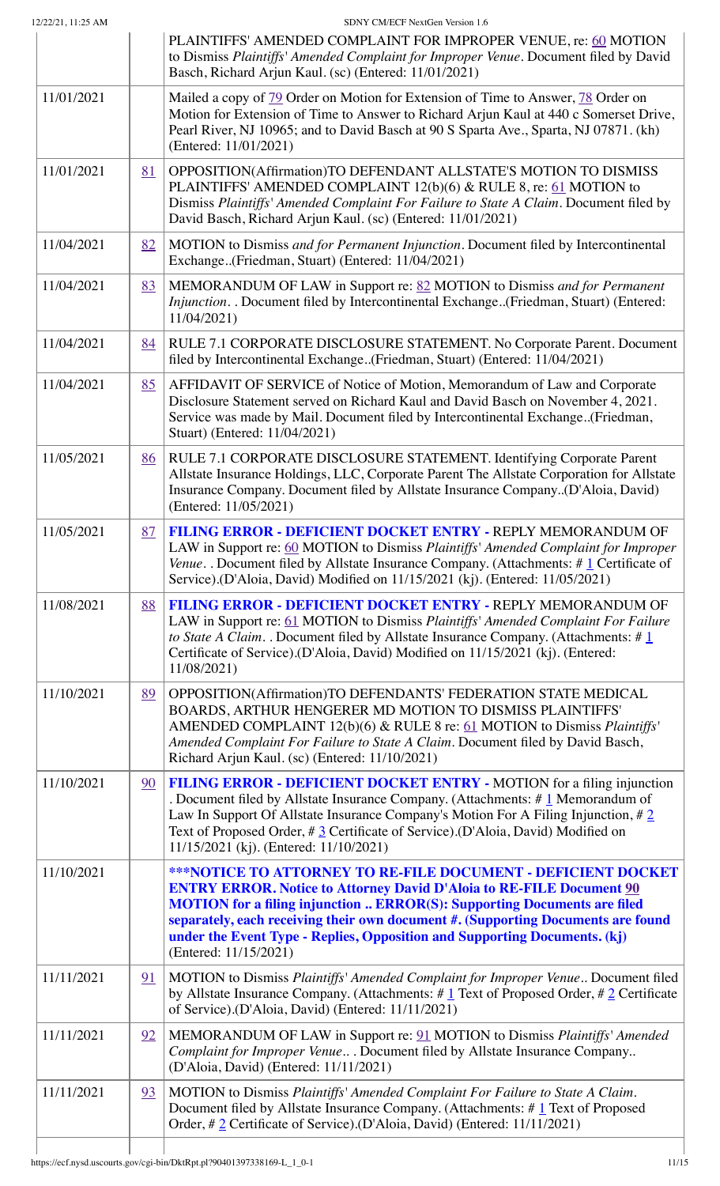| | | |
|---|---|---|
| | | PLAINTIFFS' AMENDED COMPLAINT FOR IMPROPER VENUE, re: 60 MOTION to Dismiss *Plaintiffs' Amended Complaint for Improper Venue*. Document filed by David Basch, Richard Arjun Kaul. (sc) (Entered: 11/01/2021) |
| 11/01/2021 | | Mailed a copy of 79 Order on Motion for Extension of Time to Answer, 78 Order on Motion for Extension of Time to Answer to Richard Arjun Kaul at 440 c Somerset Drive, Pearl River, NJ 10965; and to David Basch at 90 S Sparta Ave., Sparta, NJ 07871. (kh) (Entered: 11/01/2021) |
| 11/01/2021 | 81 | OPPOSITION(Affirmation)TO DEFENDANT ALLSTATE'S MOTION TO DISMISS PLAINTIFFS' AMENDED COMPLAINT 12(b)(6) & RULE 8, re: 61 MOTION to Dismiss *Plaintiffs' Amended Complaint For Failure to State A Claim*. Document filed by David Basch, Richard Arjun Kaul. (sc) (Entered: 11/01/2021) |
| 11/04/2021 | 82 | MOTION to Dismiss *and for Permanent Injunction*. Document filed by Intercontinental Exchange..(Friedman, Stuart) (Entered: 11/04/2021) |
| 11/04/2021 | 83 | MEMORANDUM OF LAW in Support re: 82 MOTION to Dismiss *and for Permanent Injunction*. . Document filed by Intercontinental Exchange..(Friedman, Stuart) (Entered: 11/04/2021) |
| 11/04/2021 | 84 | RULE 7.1 CORPORATE DISCLOSURE STATEMENT. No Corporate Parent. Document filed by Intercontinental Exchange..(Friedman, Stuart) (Entered: 11/04/2021) |
| 11/04/2021 | 85 | AFFIDAVIT OF SERVICE of Notice of Motion, Memorandum of Law and Corporate Disclosure Statement served on Richard Kaul and David Basch on November 4, 2021. Service was made by Mail. Document filed by Intercontinental Exchange..(Friedman, Stuart) (Entered: 11/04/2021) |
| 11/05/2021 | 86 | RULE 7.1 CORPORATE DISCLOSURE STATEMENT. Identifying Corporate Parent Allstate Insurance Holdings, LLC, Corporate Parent The Allstate Corporation for Allstate Insurance Company. Document filed by Allstate Insurance Company..(D'Aloia, David) (Entered: 11/05/2021) |
| 11/05/2021 | 87 | **FILING ERROR - DEFICIENT DOCKET ENTRY -** REPLY MEMORANDUM OF LAW in Support re: 60 MOTION to Dismiss *Plaintiffs' Amended Complaint for Improper Venue*. . Document filed by Allstate Insurance Company. (Attachments: # 1 Certificate of Service).(D'Aloia, David) Modified on 11/15/2021 (kj). (Entered: 11/05/2021) |
| 11/08/2021 | 88 | **FILING ERROR - DEFICIENT DOCKET ENTRY -** REPLY MEMORANDUM OF LAW in Support re: 61 MOTION to Dismiss *Plaintiffs' Amended Complaint For Failure to State A Claim*. . Document filed by Allstate Insurance Company. (Attachments: # 1 Certificate of Service).(D'Aloia, David) Modified on 11/15/2021 (kj). (Entered: 11/08/2021) |
| 11/10/2021 | 89 | OPPOSITION(Affirmation)TO DEFENDANTS' FEDERATION STATE MEDICAL BOARDS, ARTHUR HENGERER MD MOTION TO DISMISS PLAINTIFFS' AMENDED COMPLAINT 12(b)(6) & RULE 8 re: 61 MOTION to Dismiss *Plaintiffs' Amended Complaint For Failure to State A Claim*. Document filed by David Basch, Richard Arjun Kaul. (sc) (Entered: 11/10/2021) |
| 11/10/2021 | 90 | **FILING ERROR - DEFICIENT DOCKET ENTRY -** MOTION for a filing injunction . Document filed by Allstate Insurance Company. (Attachments: # 1 Memorandum of Law In Support Of Allstate Insurance Company's Motion For A Filing Injunction, # 2 Text of Proposed Order, # 3 Certificate of Service).(D'Aloia, David) Modified on 11/15/2021 (kj). (Entered: 11/10/2021) |
| 11/10/2021 | | **\*\*\*NOTICE TO ATTORNEY TO RE-FILE DOCUMENT - DEFICIENT DOCKET ENTRY ERROR. Notice to Attorney David D'Aloia to RE-FILE Document 90 MOTION for a filing injunction .. ERROR(S): Supporting Documents are filed separately, each receiving their own document #. (Supporting Documents are found under the Event Type - Replies, Opposition and Supporting Documents. (kj)** (Entered: 11/15/2021) |
| 11/11/2021 | 91 | MOTION to Dismiss *Plaintiffs' Amended Complaint for Improper Venue*.. Document filed by Allstate Insurance Company. (Attachments: # 1 Text of Proposed Order, # 2 Certificate of Service).(D'Aloia, David) (Entered: 11/11/2021) |
| 11/11/2021 | 92 | MEMORANDUM OF LAW in Support re: 91 MOTION to Dismiss *Plaintiffs' Amended Complaint for Improper Venue*.. . Document filed by Allstate Insurance Company.. (D'Aloia, David) (Entered: 11/11/2021) |
| 11/11/2021 | 93 | MOTION to Dismiss *Plaintiffs' Amended Complaint For Failure to State A Claim*. Document filed by Allstate Insurance Company. (Attachments: # 1 Text of Proposed Order, # 2 Certificate of Service).(D'Aloia, David) (Entered: 11/11/2021) |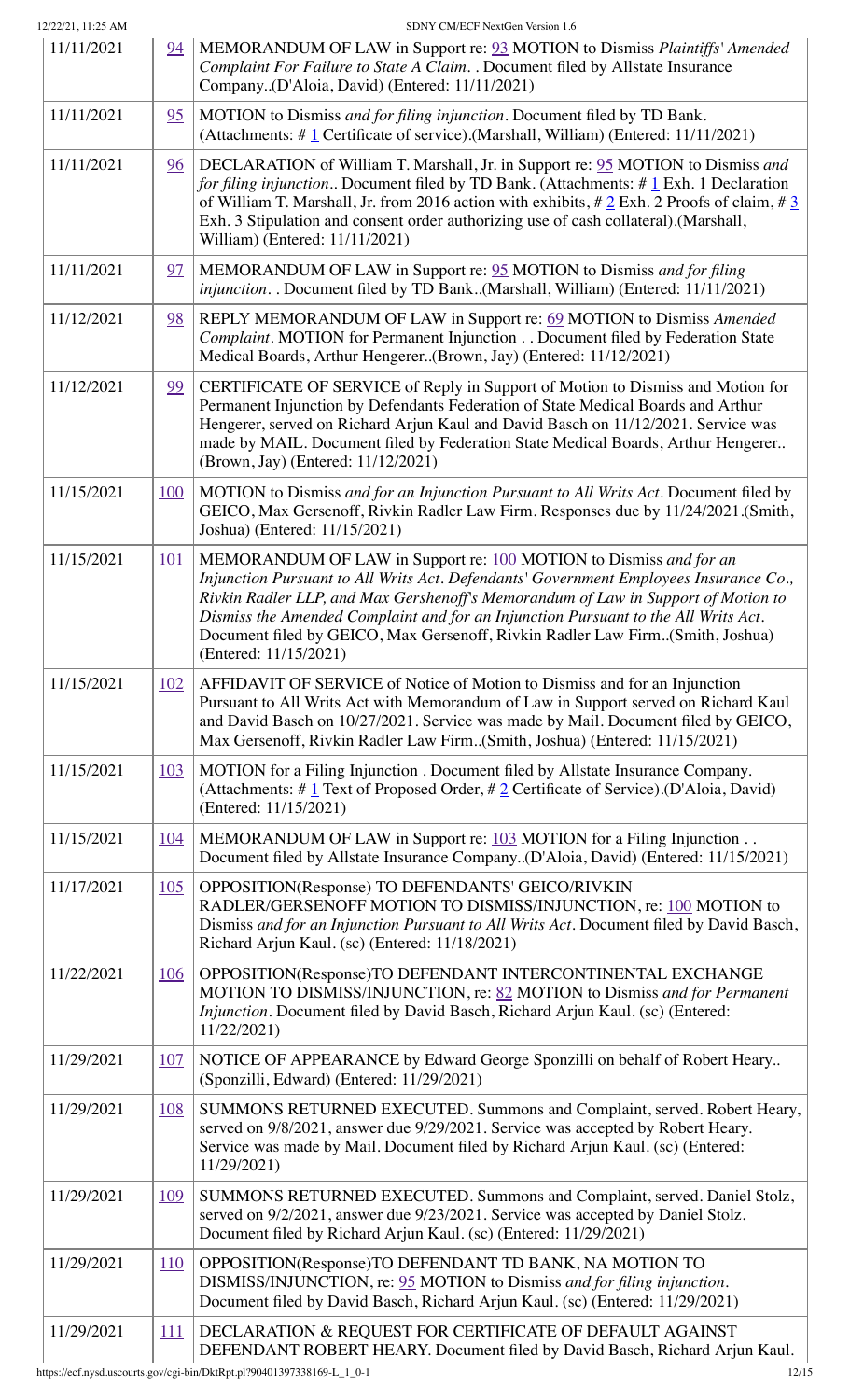| | | |
|---|---|---|
| 11/11/2021 | 94 | MEMORANDUM OF LAW in Support re: 93 MOTION to Dismiss *Plaintiffs' Amended Complaint For Failure to State A Claim*. . Document filed by Allstate Insurance Company..(D'Aloia, David) (Entered: 11/11/2021) |
| 11/11/2021 | 95 | MOTION to Dismiss *and for filing injunction*. Document filed by TD Bank. (Attachments: # 1 Certificate of service).(Marshall, William) (Entered: 11/11/2021) |
| 11/11/2021 | 96 | DECLARATION of William T. Marshall, Jr. in Support re: 95 MOTION to Dismiss *and for filing injunction*.. Document filed by TD Bank. (Attachments: # 1 Exh. 1 Declaration of William T. Marshall, Jr. from 2016 action with exhibits, # 2 Exh. 2 Proofs of claim, # 3 Exh. 3 Stipulation and consent order authorizing use of cash collateral).(Marshall, William) (Entered: 11/11/2021) |
| 11/11/2021 | 97 | MEMORANDUM OF LAW in Support re: 95 MOTION to Dismiss *and for filing injunction*. . Document filed by TD Bank..(Marshall, William) (Entered: 11/11/2021) |
| 11/12/2021 | 98 | REPLY MEMORANDUM OF LAW in Support re: 69 MOTION to Dismiss *Amended Complaint*. MOTION for Permanent Injunction . . Document filed by Federation State Medical Boards, Arthur Hengerer..(Brown, Jay) (Entered: 11/12/2021) |
| 11/12/2021 | 99 | CERTIFICATE OF SERVICE of Reply in Support of Motion to Dismiss and Motion for Permanent Injunction by Defendants Federation of State Medical Boards and Arthur Hengerer, served on Richard Arjun Kaul and David Basch on 11/12/2021. Service was made by MAIL. Document filed by Federation State Medical Boards, Arthur Hengerer.. (Brown, Jay) (Entered: 11/12/2021) |
| 11/15/2021 | 100 | MOTION to Dismiss *and for an Injunction Pursuant to All Writs Act*. Document filed by GEICO, Max Gersenoff, Rivkin Radler Law Firm. Responses due by 11/24/2021.(Smith, Joshua) (Entered: 11/15/2021) |
| 11/15/2021 | 101 | MEMORANDUM OF LAW in Support re: 100 MOTION to Dismiss *and for an Injunction Pursuant to All Writs Act*. *Defendants' Government Employees Insurance Co., Rivkin Radler LLP, and Max Gershenoff's Memorandum of Law in Support of Motion to Dismiss the Amended Complaint and for an Injunction Pursuant to the All Writs Act*. Document filed by GEICO, Max Gersenoff, Rivkin Radler Law Firm..(Smith, Joshua) (Entered: 11/15/2021) |
| 11/15/2021 | 102 | AFFIDAVIT OF SERVICE of Notice of Motion to Dismiss and for an Injunction Pursuant to All Writs Act with Memorandum of Law in Support served on Richard Kaul and David Basch on 10/27/2021. Service was made by Mail. Document filed by GEICO, Max Gersenoff, Rivkin Radler Law Firm..(Smith, Joshua) (Entered: 11/15/2021) |
| 11/15/2021 | 103 | MOTION for a Filing Injunction . Document filed by Allstate Insurance Company. (Attachments: # 1 Text of Proposed Order, # 2 Certificate of Service).(D'Aloia, David) (Entered: 11/15/2021) |
| 11/15/2021 | 104 | MEMORANDUM OF LAW in Support re: 103 MOTION for a Filing Injunction . . Document filed by Allstate Insurance Company..(D'Aloia, David) (Entered: 11/15/2021) |
| 11/17/2021 | 105 | OPPOSITION(Response) TO DEFENDANTS' GEICO/RIVKIN RADLER/GERSENOFF MOTION TO DISMISS/INJUNCTION, re: 100 MOTION to Dismiss *and for an Injunction Pursuant to All Writs Act*. Document filed by David Basch, Richard Arjun Kaul. (sc) (Entered: 11/18/2021) |
| 11/22/2021 | 106 | OPPOSITION(Response)TO DEFENDANT INTERCONTINENTAL EXCHANGE MOTION TO DISMISS/INJUNCTION, re: 82 MOTION to Dismiss *and for Permanent Injunction*. Document filed by David Basch, Richard Arjun Kaul. (sc) (Entered: 11/22/2021) |
| 11/29/2021 | 107 | NOTICE OF APPEARANCE by Edward George Sponzilli on behalf of Robert Heary.. (Sponzilli, Edward) (Entered: 11/29/2021) |
| 11/29/2021 | 108 | SUMMONS RETURNED EXECUTED. Summons and Complaint, served. Robert Heary, served on 9/8/2021, answer due 9/29/2021. Service was accepted by Robert Heary. Service was made by Mail. Document filed by Richard Arjun Kaul. (sc) (Entered: 11/29/2021) |
| 11/29/2021 | 109 | SUMMONS RETURNED EXECUTED. Summons and Complaint, served. Daniel Stolz, served on 9/2/2021, answer due 9/23/2021. Service was accepted by Daniel Stolz. Document filed by Richard Arjun Kaul. (sc) (Entered: 11/29/2021) |
| 11/29/2021 | 110 | OPPOSITION(Response)TO DEFENDANT TD BANK, NA MOTION TO DISMISS/INJUNCTION, re: 95 MOTION to Dismiss *and for filing injunction*. Document filed by David Basch, Richard Arjun Kaul. (sc) (Entered: 11/29/2021) |
| 11/29/2021 | 111 | DECLARATION & REQUEST FOR CERTIFICATE OF DEFAULT AGAINST DEFENDANT ROBERT HEARY. Document filed by David Basch, Richard Arjun Kaul. |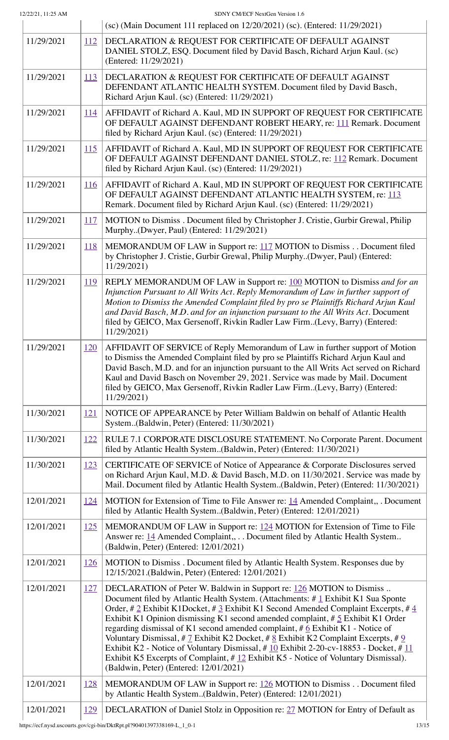| | | (sc) (Main Document 111 replaced on 12/20/2021) (sc). (Entered: 11/29/2021) |
|---|---|---|
| 11/29/2021 | 112 | DECLARATION & REQUEST FOR CERTIFICATE OF DEFAULT AGAINST DANIEL STOLZ, ESQ. Document filed by David Basch, Richard Arjun Kaul. (sc) (Entered: 11/29/2021) |
| 11/29/2021 | 113 | DECLARATION & REQUEST FOR CERTIFICATE OF DEFAULT AGAINST DEFENDANT ATLANTIC HEALTH SYSTEM. Document filed by David Basch, Richard Arjun Kaul. (sc) (Entered: 11/29/2021) |
| 11/29/2021 | 114 | AFFIDAVIT of Richard A. Kaul, MD IN SUPPORT OF REQUEST FOR CERTIFICATE OF DEFAULT AGAINST DEFENDANT ROBERT HEARY, re: 111 Remark. Document filed by Richard Arjun Kaul. (sc) (Entered: 11/29/2021) |
| 11/29/2021 | 115 | AFFIDAVIT of Richard A. Kaul, MD IN SUPPORT OF REQUEST FOR CERTIFICATE OF DEFAULT AGAINST DEFENDANT DANIEL STOLZ, re: 112 Remark. Document filed by Richard Arjun Kaul. (sc) (Entered: 11/29/2021) |
| 11/29/2021 | 116 | AFFIDAVIT of Richard A. Kaul, MD IN SUPPORT OF REQUEST FOR CERTIFICATE OF DEFAULT AGAINST DEFENDANT ATLANTIC HEALTH SYSTEM, re: 113 Remark. Document filed by Richard Arjun Kaul. (sc) (Entered: 11/29/2021) |
| 11/29/2021 | 117 | MOTION to Dismiss . Document filed by Christopher J. Cristie, Gurbir Grewal, Philip Murphy..(Dwyer, Paul) (Entered: 11/29/2021) |
| 11/29/2021 | 118 | MEMORANDUM OF LAW in Support re: 117 MOTION to Dismiss . . Document filed by Christopher J. Cristie, Gurbir Grewal, Philip Murphy..(Dwyer, Paul) (Entered: 11/29/2021) |
| 11/29/2021 | 119 | REPLY MEMORANDUM OF LAW in Support re: 100 MOTION to Dismiss *and for an Injunction Pursuant to All Writs Act. Reply Memorandum of Law in further support of Motion to Dismiss the Amended Complaint filed by pro se Plaintiffs Richard Arjun Kaul and David Basch, M.D. and for an injunction pursuant to the All Writs Act*. Document filed by GEICO, Max Gersenoff, Rivkin Radler Law Firm..(Levy, Barry) (Entered: 11/29/2021) |
| 11/29/2021 | 120 | AFFIDAVIT OF SERVICE of Reply Memorandum of Law in further support of Motion to Dismiss the Amended Complaint filed by pro se Plaintiffs Richard Arjun Kaul and David Basch, M.D. and for an injunction pursuant to the All Writs Act served on Richard Kaul and David Basch on November 29, 2021. Service was made by Mail. Document filed by GEICO, Max Gersenoff, Rivkin Radler Law Firm..(Levy, Barry) (Entered: 11/29/2021) |
| 11/30/2021 | 121 | NOTICE OF APPEARANCE by Peter William Baldwin on behalf of Atlantic Health System..(Baldwin, Peter) (Entered: 11/30/2021) |
| 11/30/2021 | 122 | RULE 7.1 CORPORATE DISCLOSURE STATEMENT. No Corporate Parent. Document filed by Atlantic Health System..(Baldwin, Peter) (Entered: 11/30/2021) |
| 11/30/2021 | 123 | CERTIFICATE OF SERVICE of Notice of Appearance & Corporate Disclosures served on Richard Arjun Kaul, M.D. & David Basch, M.D. on 11/30/2021. Service was made by Mail. Document filed by Atlantic Health System..(Baldwin, Peter) (Entered: 11/30/2021) |
| 12/01/2021 | 124 | MOTION for Extension of Time to File Answer re: 14 Amended Complaint,, . Document filed by Atlantic Health System..(Baldwin, Peter) (Entered: 12/01/2021) |
| 12/01/2021 | 125 | MEMORANDUM OF LAW in Support re: 124 MOTION for Extension of Time to File Answer re: 14 Amended Complaint,, . . Document filed by Atlantic Health System.. (Baldwin, Peter) (Entered: 12/01/2021) |
| 12/01/2021 | 126 | MOTION to Dismiss . Document filed by Atlantic Health System. Responses due by 12/15/2021.(Baldwin, Peter) (Entered: 12/01/2021) |
| 12/01/2021 | 127 | DECLARATION of Peter W. Baldwin in Support re: 126 MOTION to Dismiss .. Document filed by Atlantic Health System. (Attachments: # 1 Exhibit K1 Sua Sponte Order, # 2 Exhibit K1Docket, # 3 Exhibit K1 Second Amended Complaint Excerpts, # 4 Exhibit K1 Opinion dismissing K1 second amended complaint, # 5 Exhibit K1 Order regarding dismissal of K1 second amended complaint, # 6 Exhibit K1 - Notice of Voluntary Dismissal, # 7 Exhibit K2 Docket, # 8 Exhibit K2 Complaint Excerpts, # 9 Exhibit K2 - Notice of Voluntary Dismissal, # 10 Exhibit 2-20-cv-18853 - Docket, # 11 Exhibit K5 Excerpts of Complaint, # 12 Exhibit K5 - Notice of Voluntary Dismissal). (Baldwin, Peter) (Entered: 12/01/2021) |
| 12/01/2021 | 128 | MEMORANDUM OF LAW in Support re: 126 MOTION to Dismiss . . Document filed by Atlantic Health System..(Baldwin, Peter) (Entered: 12/01/2021) |
| 12/01/2021 | 129 | DECLARATION of Daniel Stolz in Opposition re: 27 MOTION for Entry of Default as |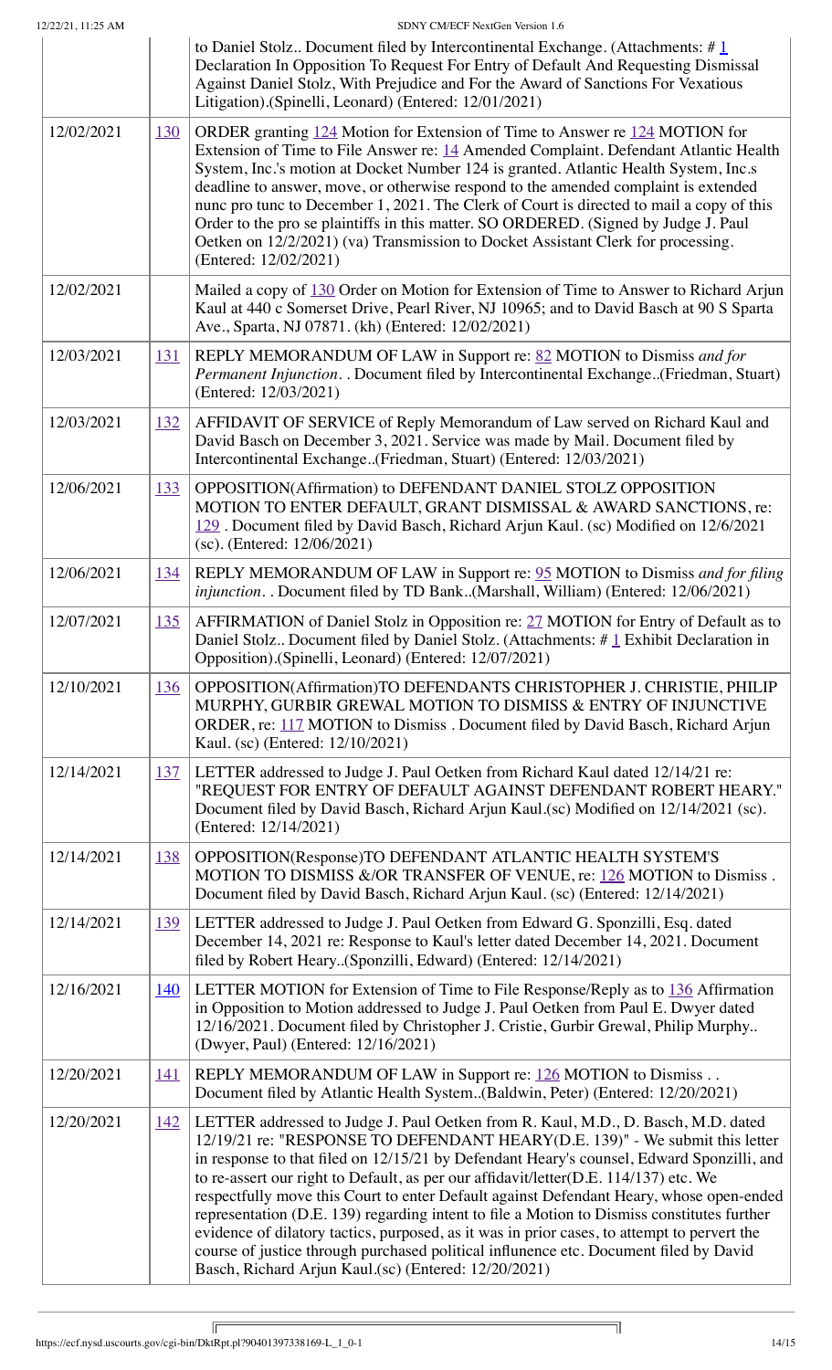| | | |
|---|---|---|
| | | to Daniel Stolz.. Document filed by Intercontinental Exchange. (Attachments: # 1 Declaration In Opposition To Request For Entry of Default And Requesting Dismissal Against Daniel Stolz, With Prejudice and For the Award of Sanctions For Vexatious Litigation).(Spinelli, Leonard) (Entered: 12/01/2021) |
| 12/02/2021 | 130 | ORDER granting 124 Motion for Extension of Time to Answer re 124 MOTION for Extension of Time to File Answer re: 14 Amended Complaint. Defendant Atlantic Health System, Inc.'s motion at Docket Number 124 is granted. Atlantic Health System, Inc.s deadline to answer, move, or otherwise respond to the amended complaint is extended nunc pro tunc to December 1, 2021. The Clerk of Court is directed to mail a copy of this Order to the pro se plaintiffs in this matter. SO ORDERED. (Signed by Judge J. Paul Oetken on 12/2/2021) (va) Transmission to Docket Assistant Clerk for processing. (Entered: 12/02/2021) |
| 12/02/2021 | | Mailed a copy of 130 Order on Motion for Extension of Time to Answer to Richard Arjun Kaul at 440 c Somerset Drive, Pearl River, NJ 10965; and to David Basch at 90 S Sparta Ave., Sparta, NJ 07871. (kh) (Entered: 12/02/2021) |
| 12/03/2021 | 131 | REPLY MEMORANDUM OF LAW in Support re: 82 MOTION to Dismiss *and for Permanent Injunction.* . Document filed by Intercontinental Exchange..(Friedman, Stuart) (Entered: 12/03/2021) |
| 12/03/2021 | 132 | AFFIDAVIT OF SERVICE of Reply Memorandum of Law served on Richard Kaul and David Basch on December 3, 2021. Service was made by Mail. Document filed by Intercontinental Exchange..(Friedman, Stuart) (Entered: 12/03/2021) |
| 12/06/2021 | 133 | OPPOSITION(Affirmation) to DEFENDANT DANIEL STOLZ OPPOSITION MOTION TO ENTER DEFAULT, GRANT DISMISSAL & AWARD SANCTIONS, re: 129 . Document filed by David Basch, Richard Arjun Kaul. (sc) Modified on 12/6/2021 (sc). (Entered: 12/06/2021) |
| 12/06/2021 | 134 | REPLY MEMORANDUM OF LAW in Support re: 95 MOTION to Dismiss *and for filing injunction.* . Document filed by TD Bank..(Marshall, William) (Entered: 12/06/2021) |
| 12/07/2021 | 135 | AFFIRMATION of Daniel Stolz in Opposition re: 27 MOTION for Entry of Default as to Daniel Stolz.. Document filed by Daniel Stolz. (Attachments: # 1 Exhibit Declaration in Opposition).(Spinelli, Leonard) (Entered: 12/07/2021) |
| 12/10/2021 | 136 | OPPOSITION(Affirmation)TO DEFENDANTS CHRISTOPHER J. CHRISTIE, PHILIP MURPHY, GURBIR GREWAL MOTION TO DISMISS & ENTRY OF INJUNCTIVE ORDER, re: 117 MOTION to Dismiss . Document filed by David Basch, Richard Arjun Kaul. (sc) (Entered: 12/10/2021) |
| 12/14/2021 | 137 | LETTER addressed to Judge J. Paul Oetken from Richard Kaul dated 12/14/21 re: "REQUEST FOR ENTRY OF DEFAULT AGAINST DEFENDANT ROBERT HEARY." Document filed by David Basch, Richard Arjun Kaul.(sc) Modified on 12/14/2021 (sc). (Entered: 12/14/2021) |
| 12/14/2021 | 138 | OPPOSITION(Response)TO DEFENDANT ATLANTIC HEALTH SYSTEM'S MOTION TO DISMISS &/OR TRANSFER OF VENUE, re: 126 MOTION to Dismiss . Document filed by David Basch, Richard Arjun Kaul. (sc) (Entered: 12/14/2021) |
| 12/14/2021 | 139 | LETTER addressed to Judge J. Paul Oetken from Edward G. Sponzilli, Esq. dated December 14, 2021 re: Response to Kaul's letter dated December 14, 2021. Document filed by Robert Heary..(Sponzilli, Edward) (Entered: 12/14/2021) |
| 12/16/2021 | 140 | LETTER MOTION for Extension of Time to File Response/Reply as to 136 Affirmation in Opposition to Motion addressed to Judge J. Paul Oetken from Paul E. Dwyer dated 12/16/2021. Document filed by Christopher J. Cristie, Gurbir Grewal, Philip Murphy.. (Dwyer, Paul) (Entered: 12/16/2021) |
| 12/20/2021 | 141 | REPLY MEMORANDUM OF LAW in Support re: 126 MOTION to Dismiss . . Document filed by Atlantic Health System..(Baldwin, Peter) (Entered: 12/20/2021) |
| 12/20/2021 | 142 | LETTER addressed to Judge J. Paul Oetken from R. Kaul, M.D., D. Basch, M.D. dated 12/19/21 re: "RESPONSE TO DEFENDANT HEARY(D.E. 139)" - We submit this letter in response to that filed on 12/15/21 by Defendant Heary's counsel, Edward Sponzilli, and to re-assert our right to Default, as per our affidavit/letter(D.E. 114/137) etc. We respectfully move this Court to enter Default against Defendant Heary, whose open-ended representation (D.E. 139) regarding intent to file a Motion to Dismiss constitutes further evidence of dilatory tactics, purposed, as it was in prior cases, to attempt to pervert the course of justice through purchased political influence etc. Document filed by David Basch, Richard Arjun Kaul.(sc) (Entered: 12/20/2021) |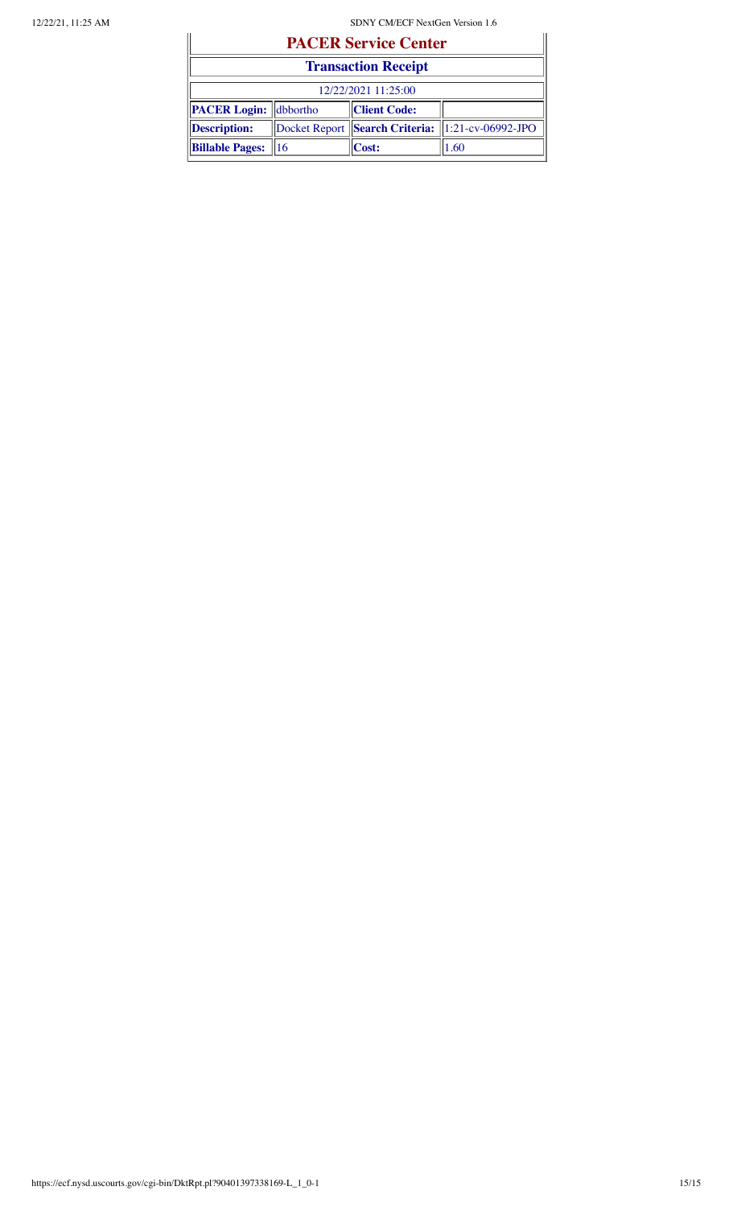## PACER Service Center

### Transaction Receipt

| | | | |
|---|---|---|---|
| 12/22/2021 11:25:00 | | | |
| **PACER Login:** | dbbortho | **Client Code:** | |
| **Description:** | Docket Report | **Search Criteria:** | 1:21-cv-06992-JPO |
| **Billable Pages:** | 16 | **Cost:** | 1.60 |